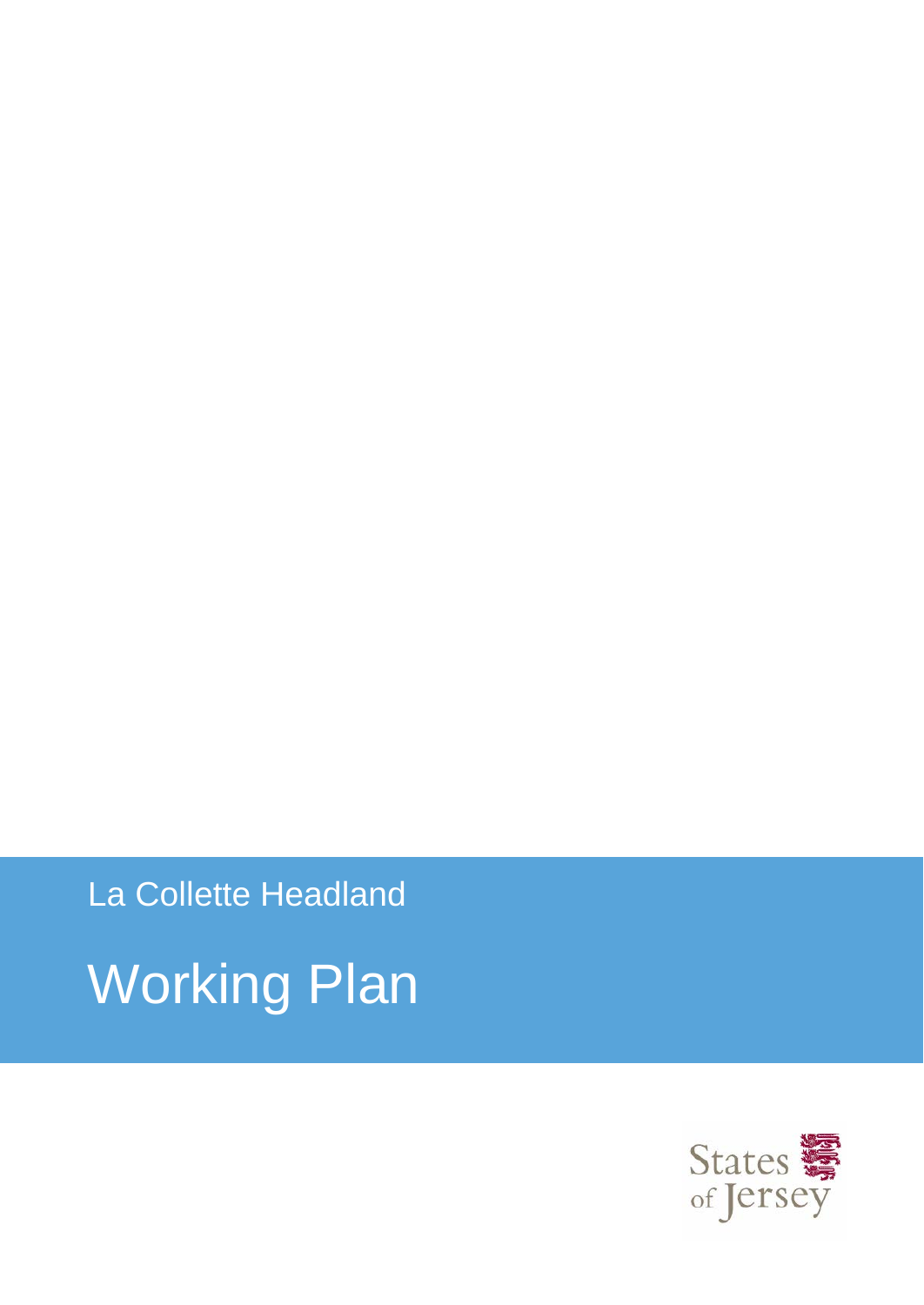La Collette Headland

# Working Plan

States of Jersey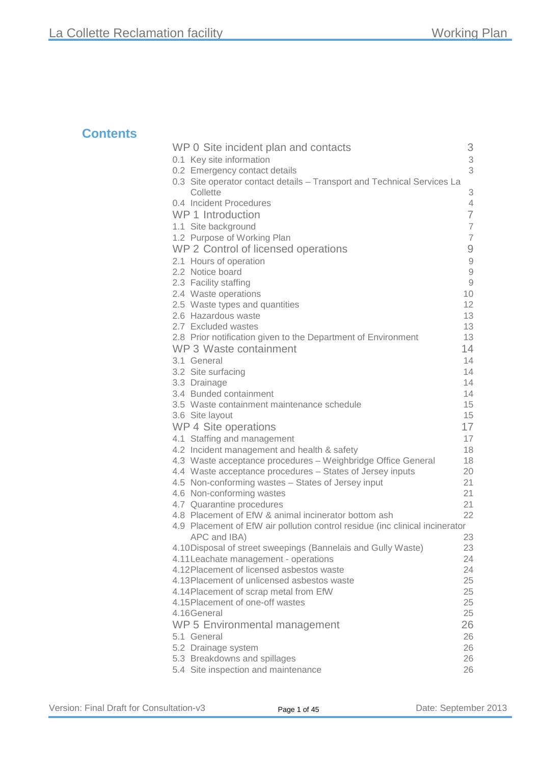## Contents

| | |
|---|---|
| WP 0 Site incident plan and contacts | 3 |
| 0.1 Key site information | 3 |
| 0.2 Emergency contact details | 3 |
| 0.3 Site operator contact details – Transport and Technical Services La Collette | 3 |
| 0.4 Incident Procedures | 4 |
| WP 1 Introduction | 7 |
| 1.1 Site background | 7 |
| 1.2 Purpose of Working Plan | 7 |
| WP 2 Control of licensed operations | 9 |
| 2.1 Hours of operation | 9 |
| 2.2 Notice board | 9 |
| 2.3 Facility staffing | 9 |
| 2.4 Waste operations | 10 |
| 2.5 Waste types and quantities | 12 |
| 2.6 Hazardous waste | 13 |
| 2.7 Excluded wastes | 13 |
| 2.8 Prior notification given to the Department of Environment | 13 |
| WP 3 Waste containment | 14 |
| 3.1 General | 14 |
| 3.2 Site surfacing | 14 |
| 3.3 Drainage | 14 |
| 3.4 Bunded containment | 14 |
| 3.5 Waste containment maintenance schedule | 15 |
| 3.6 Site layout | 15 |
| WP 4 Site operations | 17 |
| 4.1 Staffing and management | 17 |
| 4.2 Incident management and health & safety | 18 |
| 4.3 Waste acceptance procedures – Weighbridge Office General | 18 |
| 4.4 Waste acceptance procedures – States of Jersey inputs | 20 |
| 4.5 Non-conforming wastes – States of Jersey input | 21 |
| 4.6 Non-conforming wastes | 21 |
| 4.7 Quarantine procedures | 21 |
| 4.8 Placement of EfW & animal incinerator bottom ash | 22 |
| 4.9 Placement of EfW air pollution control residue (inc clinical incinerator APC and IBA) | 23 |
| 4.10 Disposal of street sweepings (Bannelais and Gully Waste) | 23 |
| 4.11 Leachate management - operations | 24 |
| 4.12 Placement of licensed asbestos waste | 24 |
| 4.13 Placement of unlicensed asbestos waste | 25 |
| 4.14 Placement of scrap metal from EfW | 25 |
| 4.15 Placement of one-off wastes | 25 |
| 4.16 General | 25 |
| WP 5 Environmental management | 26 |
| 5.1 General | 26 |
| 5.2 Drainage system | 26 |
| 5.3 Breakdowns and spillages | 26 |
| 5.4 Site inspection and maintenance | 26 |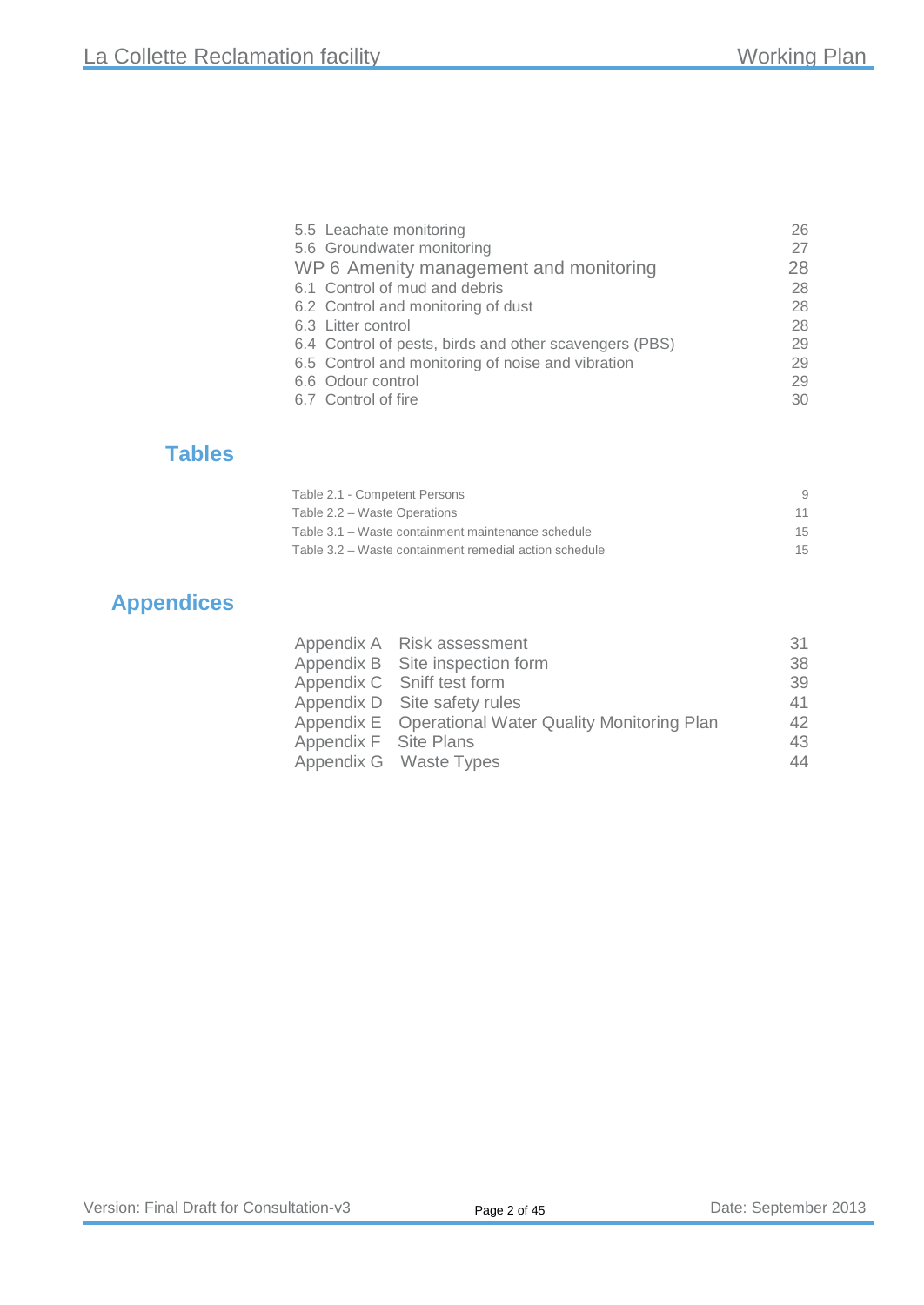5.5 Leachate monitoring 26
5.6 Groundwater monitoring 27
WP 6 Amenity management and monitoring 28
6.1 Control of mud and debris 28
6.2 Control and monitoring of dust 28
6.3 Litter control 28
6.4 Control of pests, birds and other scavengers (PBS) 29
6.5 Control and monitoring of noise and vibration 29
6.6 Odour control 29
6.7 Control of fire 30

## Tables

Table 2.1 - Competent Persons 9
Table 2.2 – Waste Operations 11
Table 3.1 – Waste containment maintenance schedule 15
Table 3.2 – Waste containment remedial action schedule 15

## Appendices

Appendix A Risk assessment 31
Appendix B Site inspection form 38
Appendix C Sniff test form 39
Appendix D Site safety rules 41
Appendix E Operational Water Quality Monitoring Plan 42
Appendix F Site Plans 43
Appendix G Waste Types 44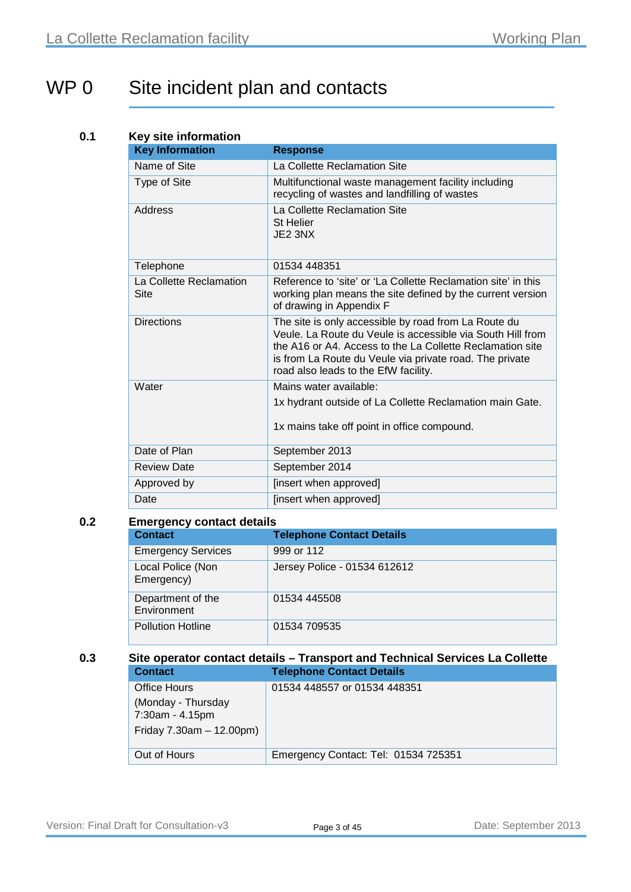# WP 0 Site incident plan and contacts

## 0.1 Key site information

| Key Information | Response |
|---|---|
| Name of Site | La Collette Reclamation Site |
| Type of Site | Multifunctional waste management facility including recycling of wastes and landfilling of wastes |
| Address | La Collette Reclamation Site<br>St Helier<br>JE2 3NX |
| Telephone | 01534 448351 |
| La Collette Reclamation Site | Reference to 'site' or 'La Collette Reclamation site' in this working plan means the site defined by the current version of drawing in Appendix F |
| Directions | The site is only accessible by road from La Route du Veule. La Route du Veule is accessible via South Hill from the A16 or A4. Access to the La Collette Reclamation site is from La Route du Veule via private road. The private road also leads to the EfW facility. |
| Water | Mains water available:<br>1x hydrant outside of La Collette Reclamation main Gate.<br>1x mains take off point in office compound. |
| Date of Plan | September 2013 |
| Review Date | September 2014 |
| Approved by | [insert when approved] |
| Date | [insert when approved] |

## 0.2 Emergency contact details

| Contact | Telephone Contact Details |
|---|---|
| Emergency Services | 999 or 112 |
| Local Police (Non Emergency) | Jersey Police - 01534 612612 |
| Department of the Environment | 01534 445508 |
| Pollution Hotline | 01534 709535 |

## 0.3 Site operator contact details – Transport and Technical Services La Collette

| Contact | Telephone Contact Details |
|---|---|
| Office Hours<br>(Monday - Thursday 7:30am - 4.15pm<br>Friday 7.30am – 12.00pm) | 01534 448557 or 01534 448351 |
| Out of Hours | Emergency Contact: Tel: 01534 725351 |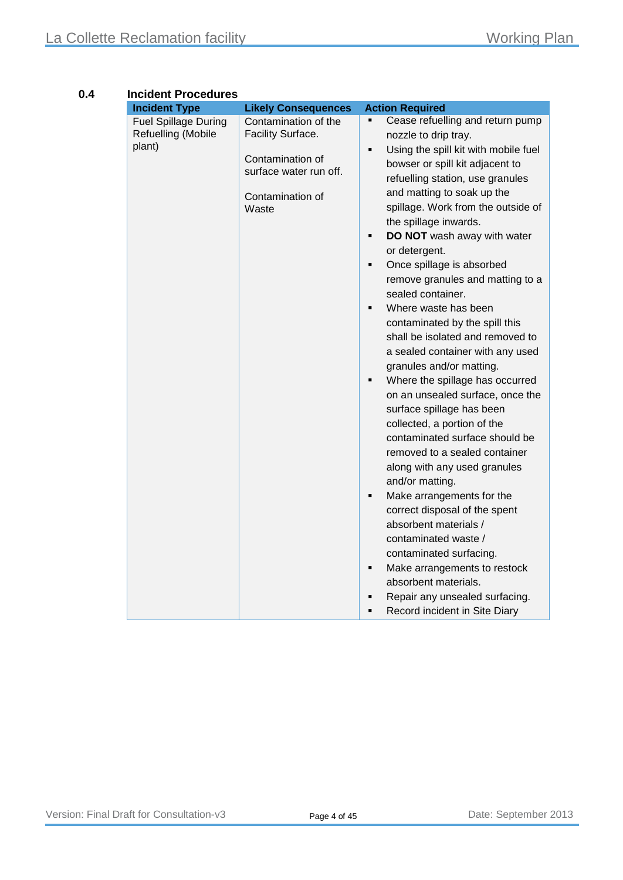## 0.4 Incident Procedures

| Incident Type | Likely Consequences | Action Required |
|---|---|---|
| Fuel Spillage During Refuelling (Mobile plant) | Contamination of the Facility Surface.<br><br>Contamination of surface water run off.<br><br>Contamination of Waste | ▪ Cease refuelling and return pump nozzle to drip tray.<br>▪ Using the spill kit with mobile fuel bowser or spill kit adjacent to refuelling station, use granules and matting to soak up the spillage. Work from the outside of the spillage inwards.<br>▪ **DO NOT** wash away with water or detergent.<br>▪ Once spillage is absorbed remove granules and matting to a sealed container.<br>▪ Where waste has been contaminated by the spill this shall be isolated and removed to a sealed container with any used granules and/or matting.<br>▪ Where the spillage has occurred on an unsealed surface, once the surface spillage has been collected, a portion of the contaminated surface should be removed to a sealed container along with any used granules and/or matting.<br>▪ Make arrangements for the correct disposal of the spent absorbent materials / contaminated waste / contaminated surfacing.<br>▪ Make arrangements to restock absorbent materials.<br>▪ Repair any unsealed surfacing.<br>▪ Record incident in Site Diary |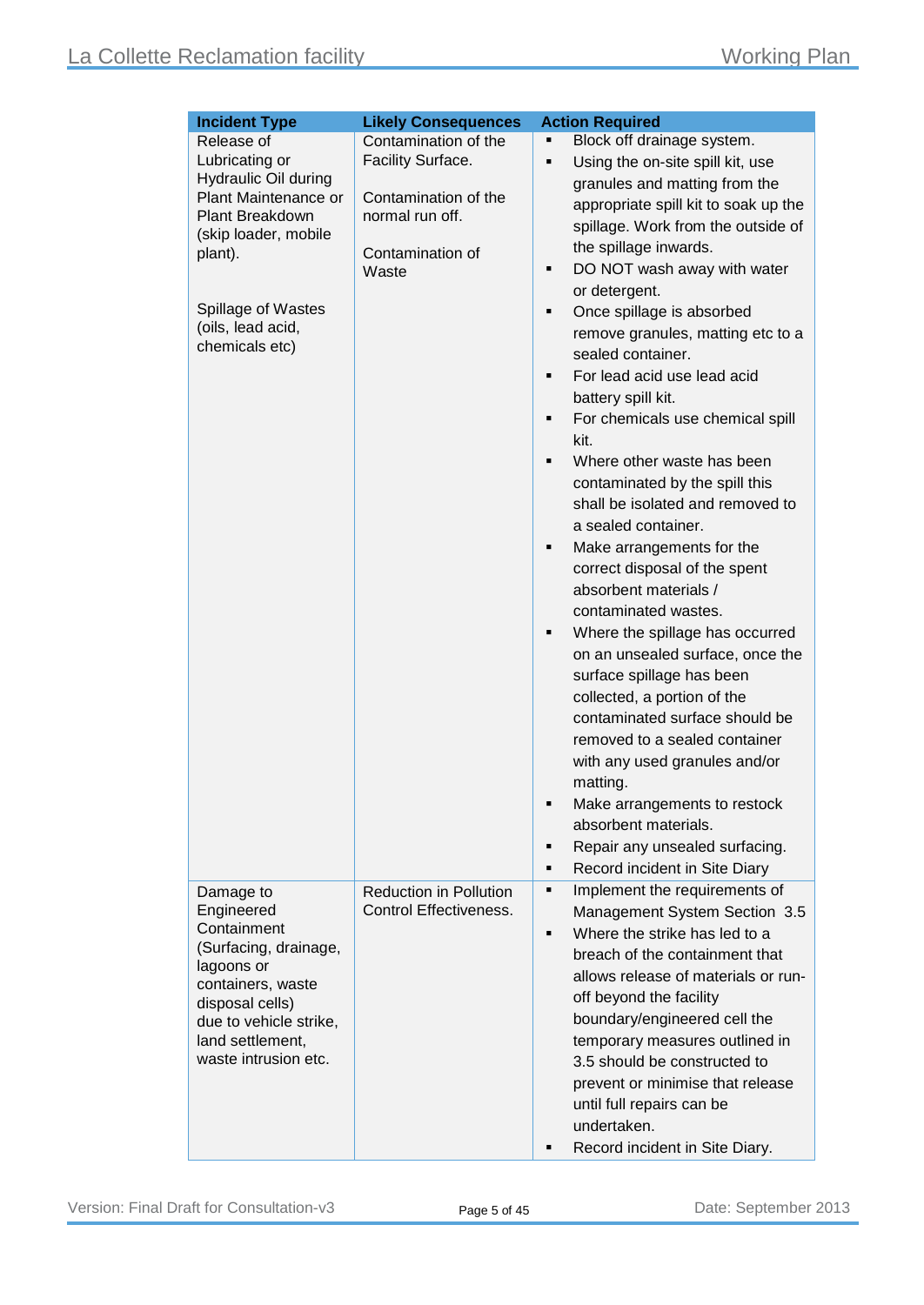| Incident Type | Likely Consequences | Action Required |
|---|---|---|
| Release of Lubricating or Hydraulic Oil during Plant Maintenance or Plant Breakdown (skip loader, mobile plant).<br><br>Spillage of Wastes (oils, lead acid, chemicals etc) | Contamination of the Facility Surface.<br><br>Contamination of the normal run off.<br><br>Contamination of Waste | ▪ Block off drainage system.<br>▪ Using the on-site spill kit, use granules and matting from the appropriate spill kit to soak up the spillage. Work from the outside of the spillage inwards.<br>▪ DO NOT wash away with water or detergent.<br>▪ Once spillage is absorbed remove granules, matting etc to a sealed container.<br>▪ For lead acid use lead acid battery spill kit.<br>▪ For chemicals use chemical spill kit.<br>▪ Where other waste has been contaminated by the spill this shall be isolated and removed to a sealed container.<br>▪ Make arrangements for the correct disposal of the spent absorbent materials / contaminated wastes.<br>▪ Where the spillage has occurred on an unsealed surface, once the surface spillage has been collected, a portion of the contaminated surface should be removed to a sealed container with any used granules and/or matting.<br>▪ Make arrangements to restock absorbent materials.<br>▪ Repair any unsealed surfacing.<br>▪ Record incident in Site Diary |
| Damage to Engineered Containment (Surfacing, drainage, lagoons or containers, waste disposal cells) due to vehicle strike, land settlement, waste intrusion etc. | Reduction in Pollution Control Effectiveness. | ▪ Implement the requirements of Management System Section 3.5<br>▪ Where the strike has led to a breach of the containment that allows release of materials or run-off beyond the facility boundary/engineered cell the temporary measures outlined in 3.5 should be constructed to prevent or minimise that release until full repairs can be undertaken.<br>▪ Record incident in Site Diary. |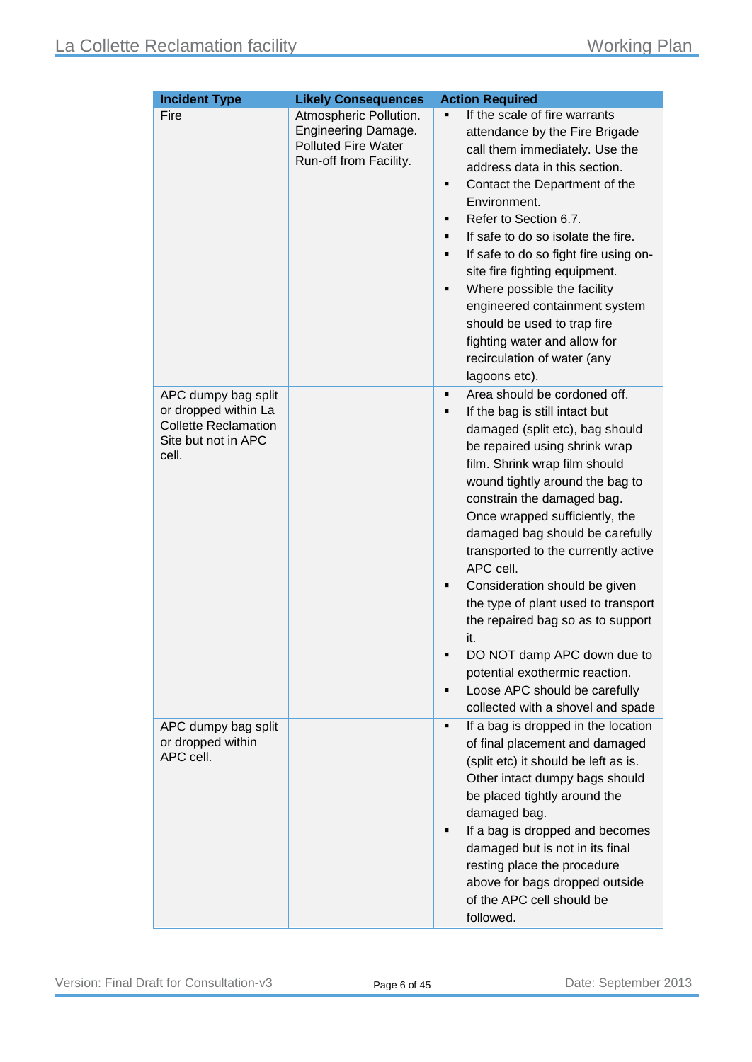| Incident Type | Likely Consequences | Action Required |
|---|---|---|
| Fire | Atmospheric Pollution. Engineering Damage. Polluted Fire Water Run-off from Facility. | ▪ If the scale of fire warrants attendance by the Fire Brigade call them immediately. Use the address data in this section.<br>▪ Contact the Department of the Environment.<br>▪ Refer to Section 6.7.<br>▪ If safe to do so isolate the fire.<br>▪ If safe to do so fight fire using on-site fire fighting equipment.<br>▪ Where possible the facility engineered containment system should be used to trap fire fighting water and allow for recirculation of water (any lagoons etc). |
| APC dumpy bag split or dropped within La Collette Reclamation Site but not in APC cell. | | ▪ Area should be cordoned off.<br>▪ If the bag is still intact but damaged (split etc), bag should be repaired using shrink wrap film. Shrink wrap film should wound tightly around the bag to constrain the damaged bag. Once wrapped sufficiently, the damaged bag should be carefully transported to the currently active APC cell.<br>▪ Consideration should be given the type of plant used to transport the repaired bag so as to support it.<br>▪ DO NOT damp APC down due to potential exothermic reaction.<br>▪ Loose APC should be carefully collected with a shovel and spade |
| APC dumpy bag split or dropped within APC cell. | | ▪ If a bag is dropped in the location of final placement and damaged (split etc) it should be left as is. Other intact dumpy bags should be placed tightly around the damaged bag.<br>▪ If a bag is dropped and becomes damaged but is not in its final resting place the procedure above for bags dropped outside of the APC cell should be followed. |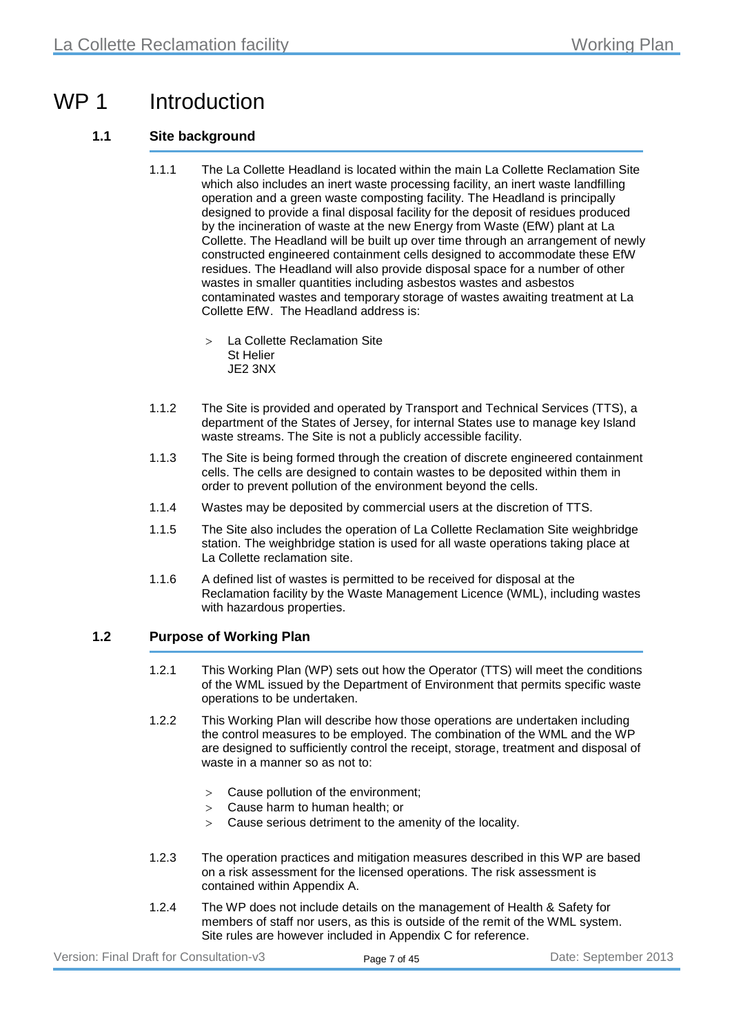# WP 1 Introduction

## 1.1 Site background

1.1.1 The La Collette Headland is located within the main La Collette Reclamation Site which also includes an inert waste processing facility, an inert waste landfilling operation and a green waste composting facility. The Headland is principally designed to provide a final disposal facility for the deposit of residues produced by the incineration of waste at the new Energy from Waste (EfW) plant at La Collette. The Headland will be built up over time through an arrangement of newly constructed engineered containment cells designed to accommodate these EfW residues. The Headland will also provide disposal space for a number of other wastes in smaller quantities including asbestos wastes and asbestos contaminated wastes and temporary storage of wastes awaiting treatment at La Collette EfW. The Headland address is:

> La Collette Reclamation Site
  St Helier
  JE2 3NX

1.1.2 The Site is provided and operated by Transport and Technical Services (TTS), a department of the States of Jersey, for internal States use to manage key Island waste streams. The Site is not a publicly accessible facility.

1.1.3 The Site is being formed through the creation of discrete engineered containment cells. The cells are designed to contain wastes to be deposited within them in order to prevent pollution of the environment beyond the cells.

1.1.4 Wastes may be deposited by commercial users at the discretion of TTS.

1.1.5 The Site also includes the operation of La Collette Reclamation Site weighbridge station. The weighbridge station is used for all waste operations taking place at La Collette reclamation site.

1.1.6 A defined list of wastes is permitted to be received for disposal at the Reclamation facility by the Waste Management Licence (WML), including wastes with hazardous properties.

## 1.2 Purpose of Working Plan

1.2.1 This Working Plan (WP) sets out how the Operator (TTS) will meet the conditions of the WML issued by the Department of Environment that permits specific waste operations to be undertaken.

1.2.2 This Working Plan will describe how those operations are undertaken including the control measures to be employed. The combination of the WML and the WP are designed to sufficiently control the receipt, storage, treatment and disposal of waste in a manner so as not to:

> Cause pollution of the environment;
> Cause harm to human health; or
> Cause serious detriment to the amenity of the locality.

1.2.3 The operation practices and mitigation measures described in this WP are based on a risk assessment for the licensed operations. The risk assessment is contained within Appendix A.

1.2.4 The WP does not include details on the management of Health & Safety for members of staff nor users, as this is outside of the remit of the WML system. Site rules are however included in Appendix C for reference.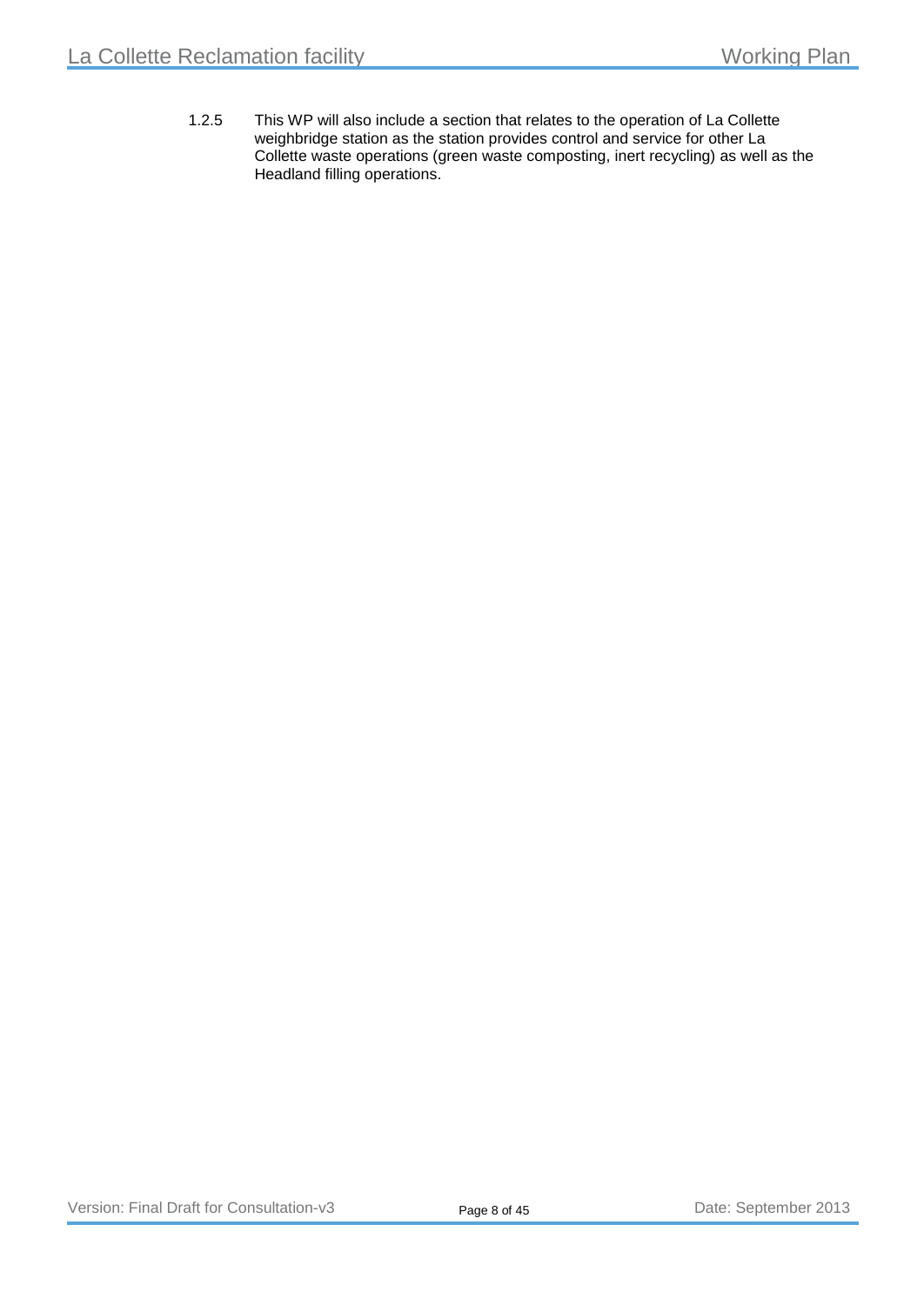1.2.5 This WP will also include a section that relates to the operation of La Collette weighbridge station as the station provides control and service for other La Collette waste operations (green waste composting, inert recycling) as well as the Headland filling operations.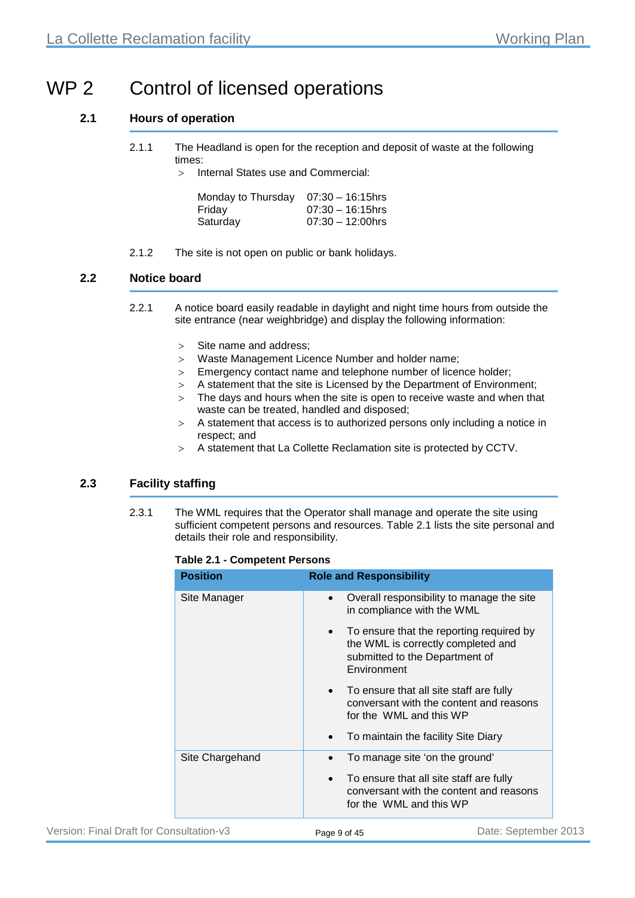# WP 2 Control of licensed operations

## 2.1 Hours of operation

2.1.1 The Headland is open for the reception and deposit of waste at the following times:

> Internal States use and Commercial:

| | |
|---|---|
| Monday to Thursday | 07:30 – 16:15hrs |
| Friday | 07:30 – 16:15hrs |
| Saturday | 07:30 – 12:00hrs |

2.1.2 The site is not open on public or bank holidays.

## 2.2 Notice board

2.2.1 A notice board easily readable in daylight and night time hours from outside the site entrance (near weighbridge) and display the following information:

- Site name and address;
- Waste Management Licence Number and holder name;
- Emergency contact name and telephone number of licence holder;
- A statement that the site is Licensed by the Department of Environment;
- The days and hours when the site is open to receive waste and when that waste can be treated, handled and disposed;
- A statement that access is to authorized persons only including a notice in respect; and
- A statement that La Collette Reclamation site is protected by CCTV.

## 2.3 Facility staffing

2.3.1 The WML requires that the Operator shall manage and operate the site using sufficient competent persons and resources. Table 2.1 lists the site personal and details their role and responsibility.

**Table 2.1 - Competent Persons**

| Position | Role and Responsibility |
|---|---|
| Site Manager | • Overall responsibility to manage the site in compliance with the WML<br>• To ensure that the reporting required by the WML is correctly completed and submitted to the Department of Environment<br>• To ensure that all site staff are fully conversant with the content and reasons for the WML and this WP<br>• To maintain the facility Site Diary |
| Site Chargehand | • To manage site 'on the ground'<br>• To ensure that all site staff are fully conversant with the content and reasons for the WML and this WP |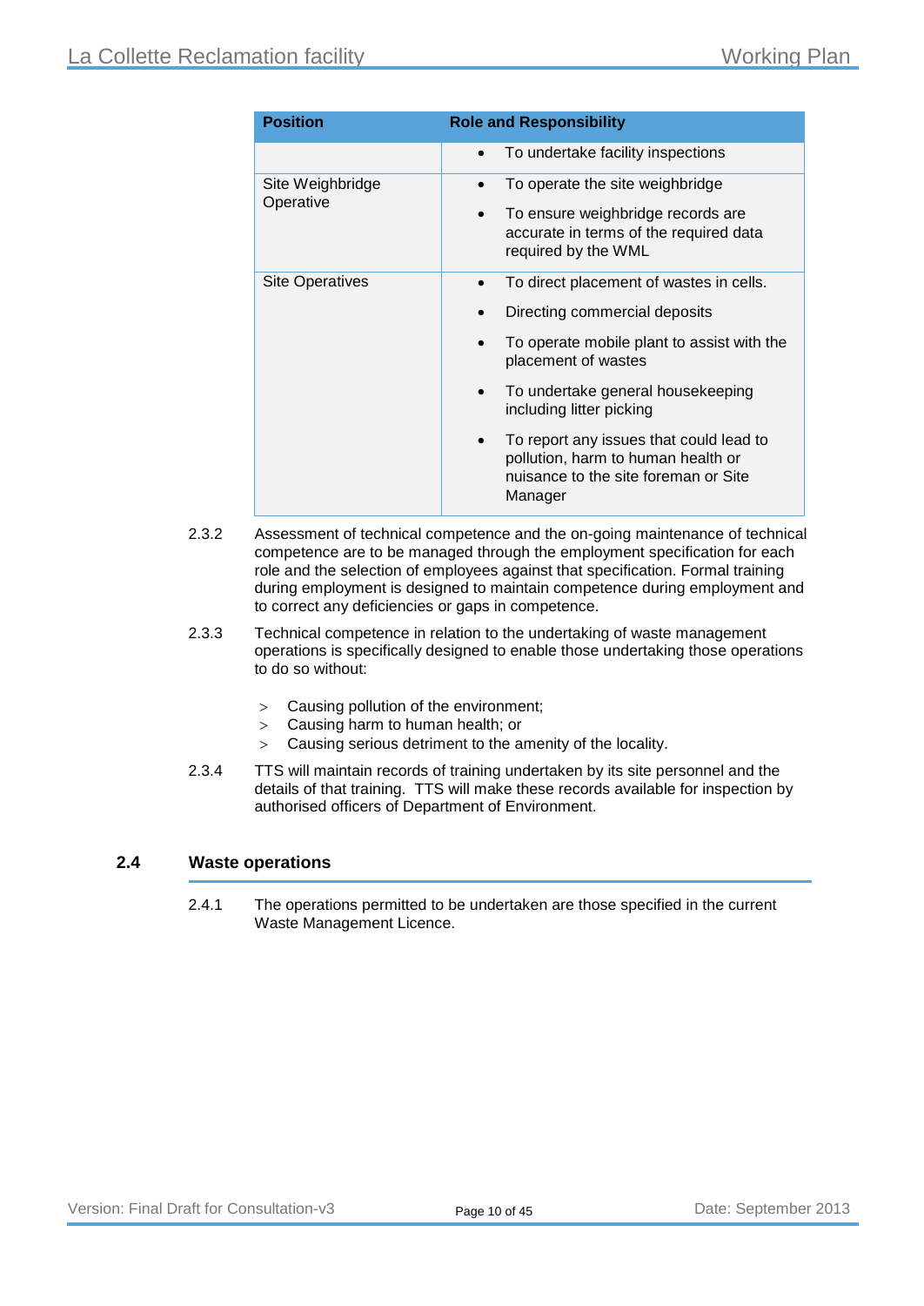| Position | Role and Responsibility |
|---|---|
| | • To undertake facility inspections |
| Site Weighbridge Operative | • To operate the site weighbridge<br>• To ensure weighbridge records are accurate in terms of the required data required by the WML |
| Site Operatives | • To direct placement of wastes in cells.<br>• Directing commercial deposits<br>• To operate mobile plant to assist with the placement of wastes<br>• To undertake general housekeeping including litter picking<br>• To report any issues that could lead to pollution, harm to human health or nuisance to the site foreman or Site Manager |

2.3.2 Assessment of technical competence and the on-going maintenance of technical competence are to be managed through the employment specification for each role and the selection of employees against that specification. Formal training during employment is designed to maintain competence during employment and to correct any deficiencies or gaps in competence.

2.3.3 Technical competence in relation to the undertaking of waste management operations is specifically designed to enable those undertaking those operations to do so without:

> Causing pollution of the environment;
> Causing harm to human health; or
> Causing serious detriment to the amenity of the locality.

2.3.4 TTS will maintain records of training undertaken by its site personnel and the details of that training. TTS will make these records available for inspection by authorised officers of Department of Environment.

## 2.4 Waste operations

2.4.1 The operations permitted to be undertaken are those specified in the current Waste Management Licence.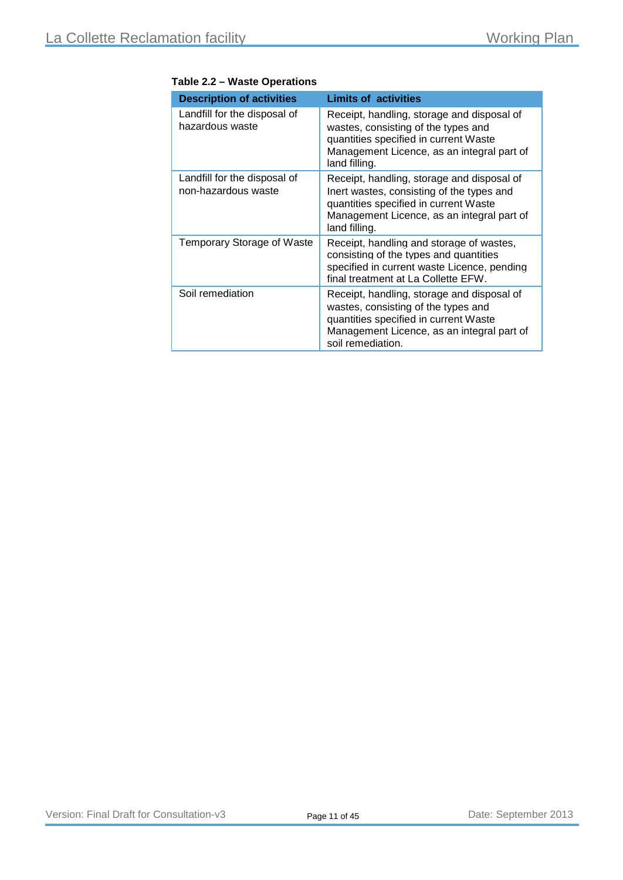**Table 2.2 – Waste Operations**

| Description of activities | Limits of activities |
|---|---|
| Landfill for the disposal of hazardous waste | Receipt, handling, storage and disposal of wastes, consisting of the types and quantities specified in current Waste Management Licence, as an integral part of land filling. |
| Landfill for the disposal of non-hazardous waste | Receipt, handling, storage and disposal of Inert wastes, consisting of the types and quantities specified in current Waste Management Licence, as an integral part of land filling. |
| Temporary Storage of Waste | Receipt, handling and storage of wastes, consisting of the types and quantities specified in current waste Licence, pending final treatment at La Collette EFW. |
| Soil remediation | Receipt, handling, storage and disposal of wastes, consisting of the types and quantities specified in current Waste Management Licence, as an integral part of soil remediation. |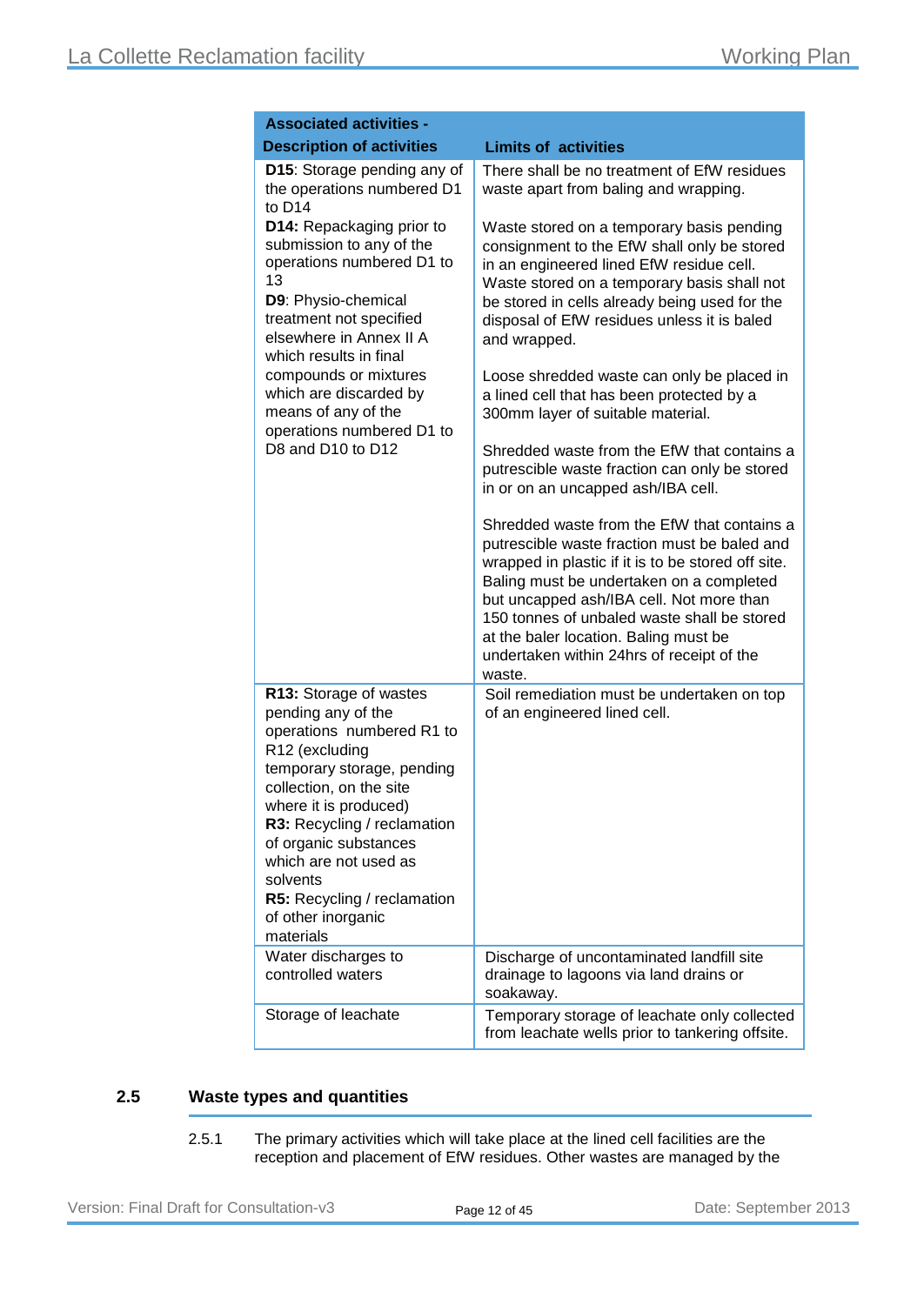| Associated activities - Description of activities | Limits of activities |
|---|---|
| **D15**: Storage pending any of the operations numbered D1 to D14<br>**D14:** Repackaging prior to submission to any of the operations numbered D1 to 13<br>**D9**: Physio-chemical treatment not specified elsewhere in Annex II A which results in final compounds or mixtures which are discarded by means of any of the operations numbered D1 to D8 and D10 to D12 | There shall be no treatment of EfW residues waste apart from baling and wrapping.<br><br>Waste stored on a temporary basis pending consignment to the EfW shall only be stored in an engineered lined EfW residue cell. Waste stored on a temporary basis shall not be stored in cells already being used for the disposal of EfW residues unless it is baled and wrapped.<br><br>Loose shredded waste can only be placed in a lined cell that has been protected by a 300mm layer of suitable material.<br><br>Shredded waste from the EfW that contains a putrescible waste fraction can only be stored in or on an uncapped ash/IBA cell.<br><br>Shredded waste from the EfW that contains a putrescible waste fraction must be baled and wrapped in plastic if it is to be stored off site. Baling must be undertaken on a completed but uncapped ash/IBA cell. Not more than 150 tonnes of unbaled waste shall be stored at the baler location. Baling must be undertaken within 24hrs of receipt of the waste. |
| **R13:** Storage of wastes pending any of the operations numbered R1 to R12 (excluding temporary storage, pending collection, on the site where it is produced)<br>**R3:** Recycling / reclamation of organic substances which are not used as solvents<br>**R5:** Recycling / reclamation of other inorganic materials | Soil remediation must be undertaken on top of an engineered lined cell. |
| Water discharges to controlled waters | Discharge of uncontaminated landfill site drainage to lagoons via land drains or soakaway. |
| Storage of leachate | Temporary storage of leachate only collected from leachate wells prior to tankering offsite. |

## 2.5 Waste types and quantities

2.5.1 The primary activities which will take place at the lined cell facilities are the reception and placement of EfW residues. Other wastes are managed by the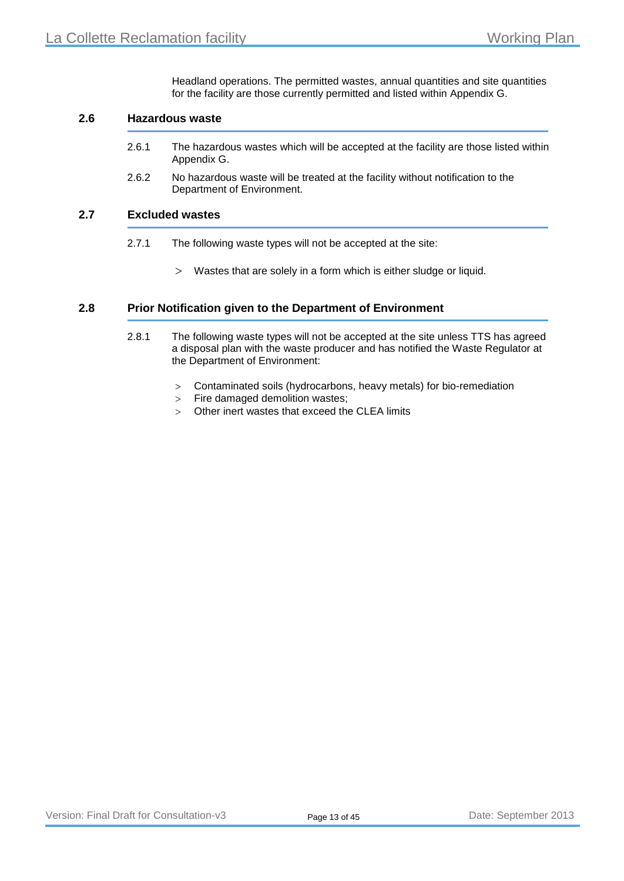Headland operations. The permitted wastes, annual quantities and site quantities for the facility are those currently permitted and listed within Appendix G.

## 2.6 Hazardous waste

2.6.1 The hazardous wastes which will be accepted at the facility are those listed within Appendix G.

2.6.2 No hazardous waste will be treated at the facility without notification to the Department of Environment.

## 2.7 Excluded wastes

2.7.1 The following waste types will not be accepted at the site:

- Wastes that are solely in a form which is either sludge or liquid.

## 2.8 Prior Notification given to the Department of Environment

2.8.1 The following waste types will not be accepted at the site unless TTS has agreed a disposal plan with the waste producer and has notified the Waste Regulator at the Department of Environment:

- Contaminated soils (hydrocarbons, heavy metals) for bio-remediation
- Fire damaged demolition wastes;
- Other inert wastes that exceed the CLEA limits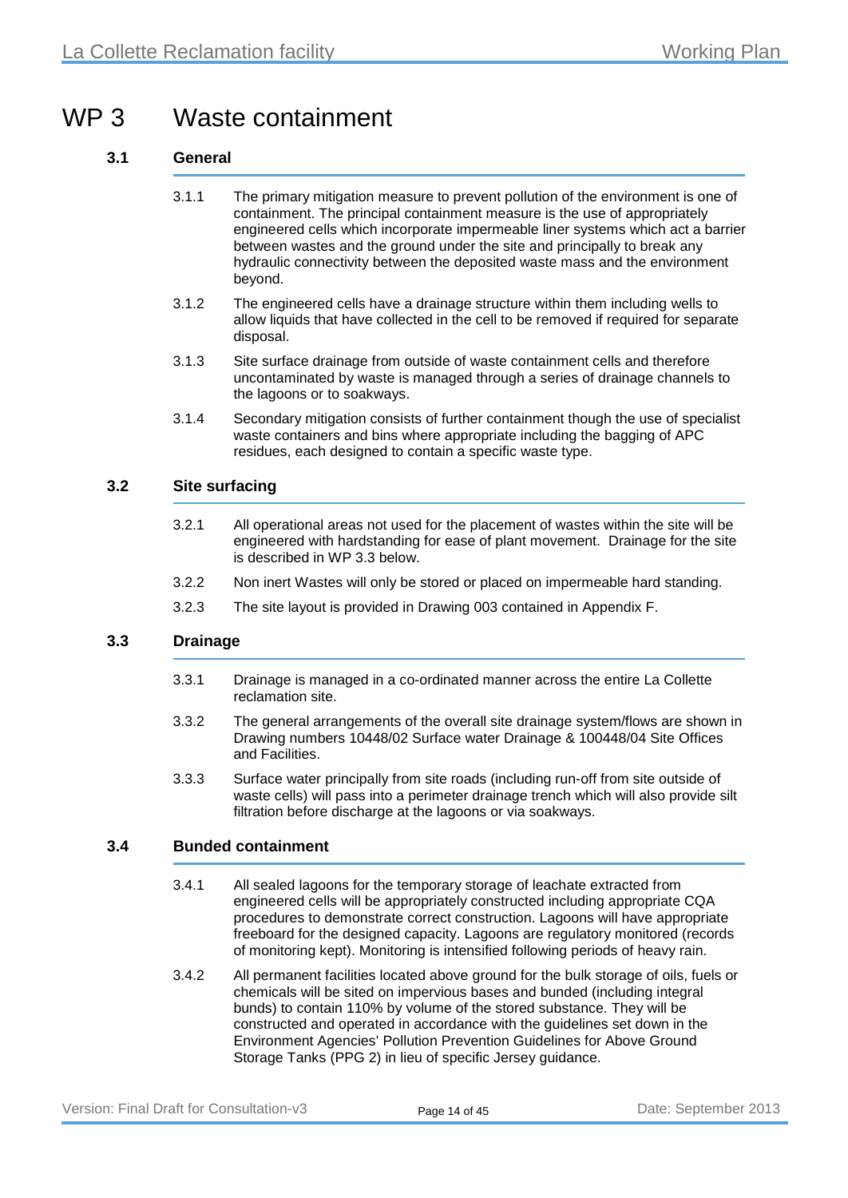# WP 3 Waste containment

## 3.1 General

3.1.1 The primary mitigation measure to prevent pollution of the environment is one of containment. The principal containment measure is the use of appropriately engineered cells which incorporate impermeable liner systems which act a barrier between wastes and the ground under the site and principally to break any hydraulic connectivity between the deposited waste mass and the environment beyond.

3.1.2 The engineered cells have a drainage structure within them including wells to allow liquids that have collected in the cell to be removed if required for separate disposal.

3.1.3 Site surface drainage from outside of waste containment cells and therefore uncontaminated by waste is managed through a series of drainage channels to the lagoons or to soakaways.

3.1.4 Secondary mitigation consists of further containment though the use of specialist waste containers and bins where appropriate including the bagging of APC residues, each designed to contain a specific waste type.

## 3.2 Site surfacing

3.2.1 All operational areas not used for the placement of wastes within the site will be engineered with hardstanding for ease of plant movement. Drainage for the site is described in WP 3.3 below.

3.2.2 Non inert Wastes will only be stored or placed on impermeable hard standing.

3.2.3 The site layout is provided in Drawing 003 contained in Appendix F.

## 3.3 Drainage

3.3.1 Drainage is managed in a co-ordinated manner across the entire La Collette reclamation site.

3.3.2 The general arrangements of the overall site drainage system/flows are shown in Drawing numbers 10448/02 Surface water Drainage & 100448/04 Site Offices and Facilities.

3.3.3 Surface water principally from site roads (including run-off from site outside of waste cells) will pass into a perimeter drainage trench which will also provide silt filtration before discharge at the lagoons or via soakways.

## 3.4 Bunded containment

3.4.1 All sealed lagoons for the temporary storage of leachate extracted from engineered cells will be appropriately constructed including appropriate CQA procedures to demonstrate correct construction. Lagoons will have appropriate freeboard for the designed capacity. Lagoons are regulatory monitored (records of monitoring kept). Monitoring is intensified following periods of heavy rain.

3.4.2 All permanent facilities located above ground for the bulk storage of oils, fuels or chemicals will be sited on impervious bases and bunded (including integral bunds) to contain 110% by volume of the stored substance. They will be constructed and operated in accordance with the guidelines set down in the Environment Agencies' Pollution Prevention Guidelines for Above Ground Storage Tanks (PPG 2) in lieu of specific Jersey guidance.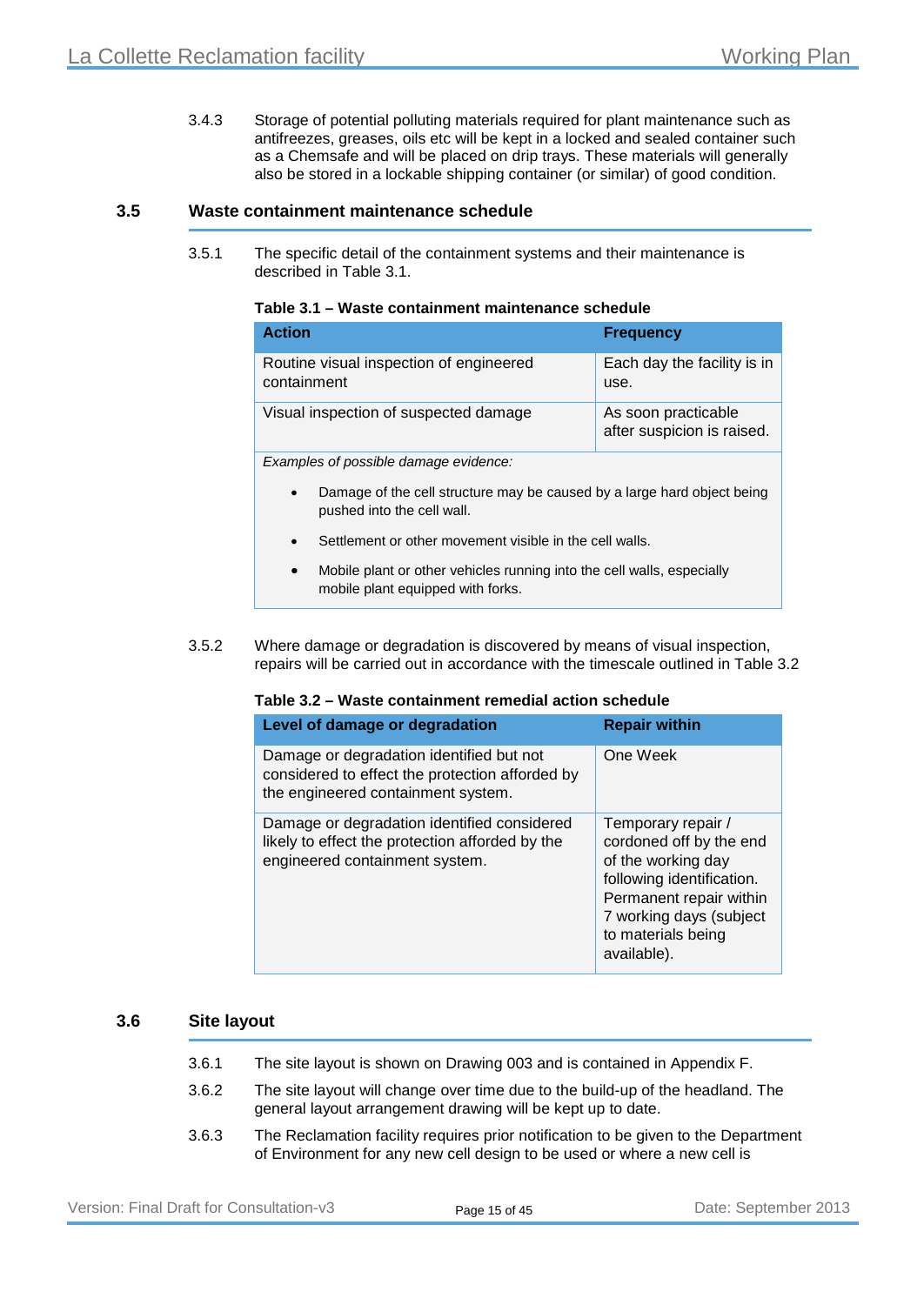3.4.3 Storage of potential polluting materials required for plant maintenance such as antifreezes, greases, oils etc will be kept in a locked and sealed container such as a Chemsafe and will be placed on drip trays. These materials will generally also be stored in a lockable shipping container (or similar) of good condition.

### 3.5 Waste containment maintenance schedule

3.5.1 The specific detail of the containment systems and their maintenance is described in Table 3.1.

**Table 3.1 – Waste containment maintenance schedule**

| Action | Frequency |
|---|---|
| Routine visual inspection of engineered containment | Each day the facility is in use. |
| Visual inspection of suspected damage | As soon practicable after suspicion is raised. |
| *Examples of possible damage evidence:*<br>• Damage of the cell structure may be caused by a large hard object being pushed into the cell wall.<br>• Settlement or other movement visible in the cell walls.<br>• Mobile plant or other vehicles running into the cell walls, especially mobile plant equipped with forks. | |

3.5.2 Where damage or degradation is discovered by means of visual inspection, repairs will be carried out in accordance with the timescale outlined in Table 3.2

**Table 3.2 – Waste containment remedial action schedule**

| Level of damage or degradation | Repair within |
|---|---|
| Damage or degradation identified but not considered to effect the protection afforded by the engineered containment system. | One Week |
| Damage or degradation identified considered likely to effect the protection afforded by the engineered containment system. | Temporary repair / cordoned off by the end of the working day following identification. Permanent repair within 7 working days (subject to materials being available). |

### 3.6 Site layout

3.6.1 The site layout is shown on Drawing 003 and is contained in Appendix F.

3.6.2 The site layout will change over time due to the build-up of the headland. The general layout arrangement drawing will be kept up to date.

3.6.3 The Reclamation facility requires prior notification to be given to the Department of Environment for any new cell design to be used or where a new cell is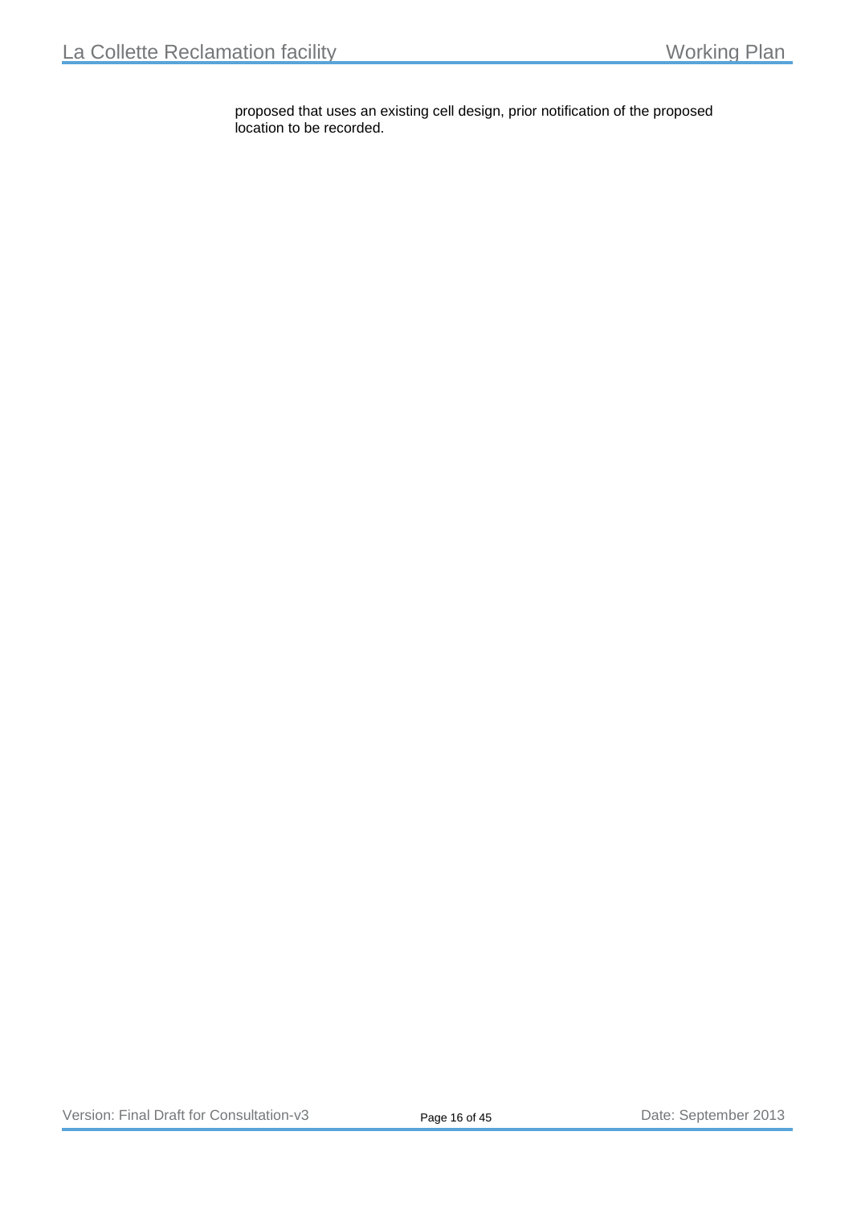proposed that uses an existing cell design, prior notification of the proposed location to be recorded.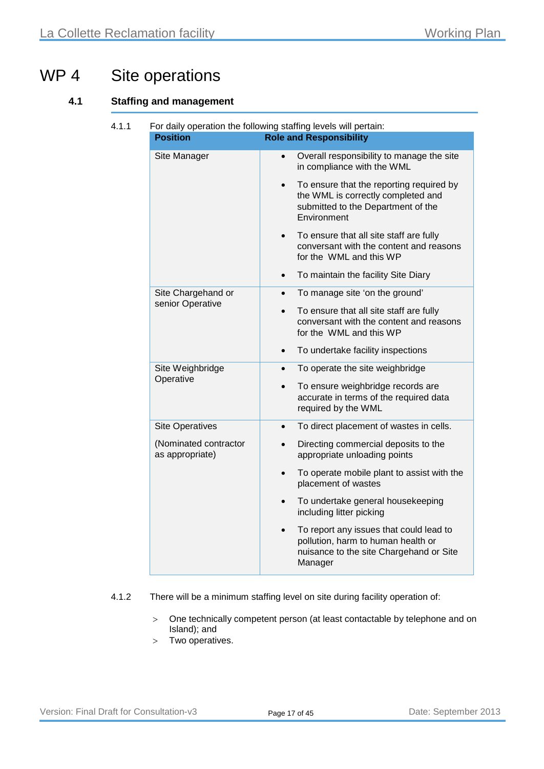# WP 4 Site operations

## 4.1 Staffing and management

4.1.1 For daily operation the following staffing levels will pertain:

| Position | Role and Responsibility |
|---|---|
| Site Manager | • Overall responsibility to manage the site in compliance with the WML<br>• To ensure that the reporting required by the WML is correctly completed and submitted to the Department of the Environment<br>• To ensure that all site staff are fully conversant with the content and reasons for the WML and this WP<br>• To maintain the facility Site Diary |
| Site Chargehand or senior Operative | • To manage site 'on the ground'<br>• To ensure that all site staff are fully conversant with the content and reasons for the WML and this WP<br>• To undertake facility inspections |
| Site Weighbridge Operative | • To operate the site weighbridge<br>• To ensure weighbridge records are accurate in terms of the required data required by the WML |
| Site Operatives<br><br>(Nominated contractor as appropriate) | • To direct placement of wastes in cells.<br>• Directing commercial deposits to the appropriate unloading points<br>• To operate mobile plant to assist with the placement of wastes<br>• To undertake general housekeeping including litter picking<br>• To report any issues that could lead to pollution, harm to human health or nuisance to the site Chargehand or Site Manager |

4.1.2 There will be a minimum staffing level on site during facility operation of:

> One technically competent person (at least contactable by telephone and on Island); and

> Two operatives.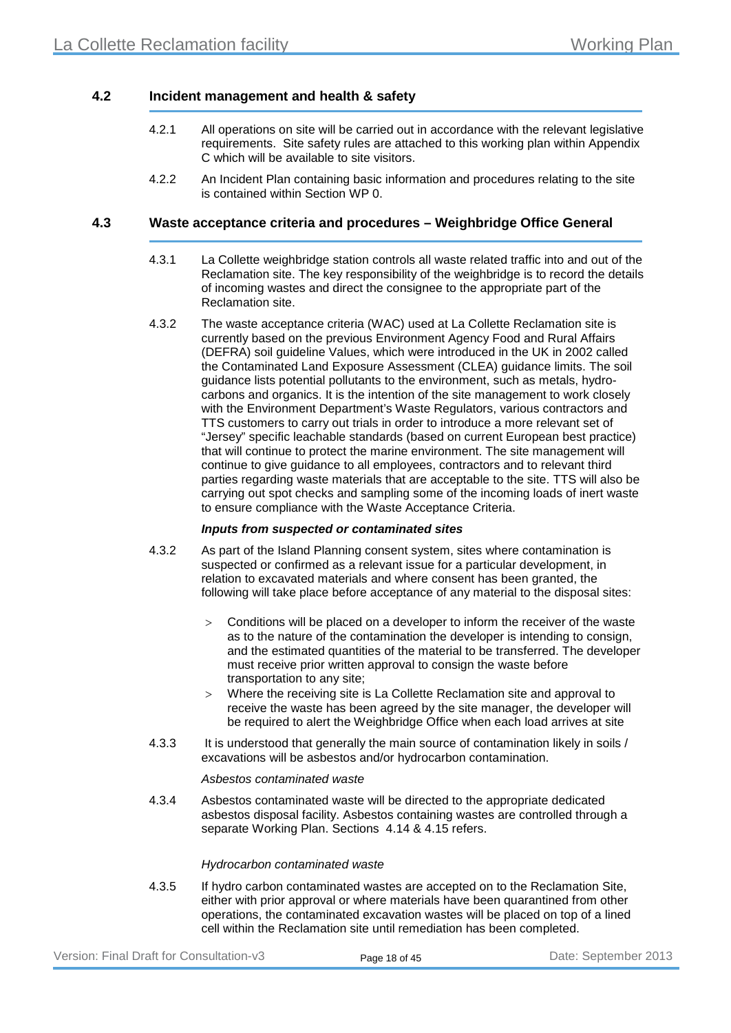## 4.2 Incident management and health & safety

4.2.1 All operations on site will be carried out in accordance with the relevant legislative requirements. Site safety rules are attached to this working plan within Appendix C which will be available to site visitors.

4.2.2 An Incident Plan containing basic information and procedures relating to the site is contained within Section WP 0.

## 4.3 Waste acceptance criteria and procedures – Weighbridge Office General

4.3.1 La Collette weighbridge station controls all waste related traffic into and out of the Reclamation site. The key responsibility of the weighbridge is to record the details of incoming wastes and direct the consignee to the appropriate part of the Reclamation site.

4.3.2 The waste acceptance criteria (WAC) used at La Collette Reclamation site is currently based on the previous Environment Agency Food and Rural Affairs (DEFRA) soil guideline Values, which were introduced in the UK in 2002 called the Contaminated Land Exposure Assessment (CLEA) guidance limits. The soil guidance lists potential pollutants to the environment, such as metals, hydro-carbons and organics. It is the intention of the site management to work closely with the Environment Department's Waste Regulators, various contractors and TTS customers to carry out trials in order to introduce a more relevant set of "Jersey" specific leachable standards (based on current European best practice) that will continue to protect the marine environment. The site management will continue to give guidance to all employees, contractors and to relevant third parties regarding waste materials that are acceptable to the site. TTS will also be carrying out spot checks and sampling some of the incoming loads of inert waste to ensure compliance with the Waste Acceptance Criteria.

***Inputs from suspected or contaminated sites***

4.3.2 As part of the Island Planning consent system, sites where contamination is suspected or confirmed as a relevant issue for a particular development, in relation to excavated materials and where consent has been granted, the following will take place before acceptance of any material to the disposal sites:

> Conditions will be placed on a developer to inform the receiver of the waste as to the nature of the contamination the developer is intending to consign, and the estimated quantities of the material to be transferred. The developer must receive prior written approval to consign the waste before transportation to any site;

> Where the receiving site is La Collette Reclamation site and approval to receive the waste has been agreed by the site manager, the developer will be required to alert the Weighbridge Office when each load arrives at site

4.3.3 It is understood that generally the main source of contamination likely in soils / excavations will be asbestos and/or hydrocarbon contamination.

*Asbestos contaminated waste*

4.3.4 Asbestos contaminated waste will be directed to the appropriate dedicated asbestos disposal facility. Asbestos containing wastes are controlled through a separate Working Plan. Sections 4.14 & 4.15 refers.

*Hydrocarbon contaminated waste*

4.3.5 If hydro carbon contaminated wastes are accepted on to the Reclamation Site, either with prior approval or where materials have been quarantined from other operations, the contaminated excavation wastes will be placed on top of a lined cell within the Reclamation site until remediation has been completed.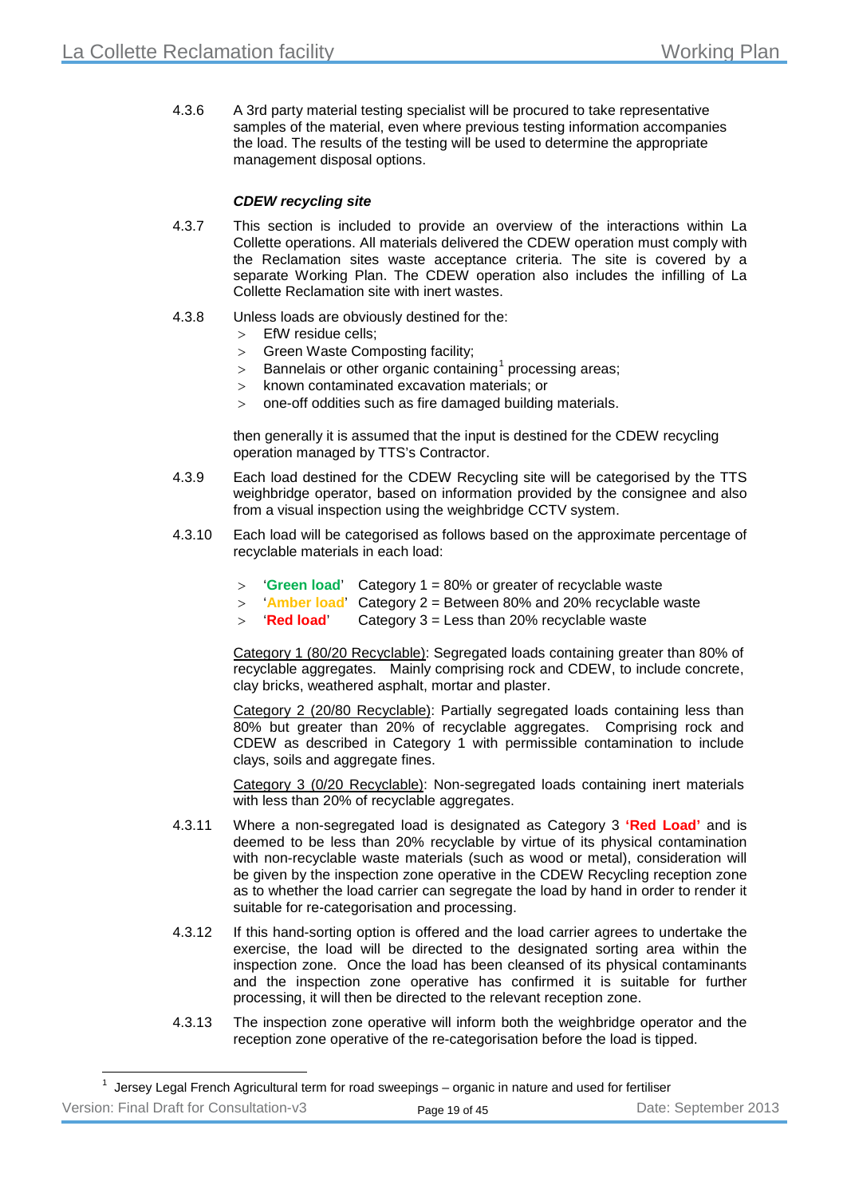4.3.6 A 3rd party material testing specialist will be procured to take representative samples of the material, even where previous testing information accompanies the load. The results of the testing will be used to determine the appropriate management disposal options.

***CDEW recycling site***

4.3.7 This section is included to provide an overview of the interactions within La Collette operations. All materials delivered the CDEW operation must comply with the Reclamation sites waste acceptance criteria. The site is covered by a separate Working Plan. The CDEW operation also includes the infilling of La Collette Reclamation site with inert wastes.

4.3.8 Unless loads are obviously destined for the:

- EfW residue cells;
- Green Waste Composting facility;
- Bannelais or other organic containing[1] processing areas;
- known contaminated excavation materials; or
- one-off oddities such as fire damaged building materials.

then generally it is assumed that the input is destined for the CDEW recycling operation managed by TTS's Contractor.

4.3.9 Each load destined for the CDEW Recycling site will be categorised by the TTS weighbridge operator, based on information provided by the consignee and also from a visual inspection using the weighbridge CCTV system.

4.3.10 Each load will be categorised as follows based on the approximate percentage of recyclable materials in each load:

- '**Green load**' Category 1 = 80% or greater of recyclable waste
- '**Amber load**' Category 2 = Between 80% and 20% recyclable waste
- '**Red load**' Category 3 = Less than 20% recyclable waste

Category 1 (80/20 Recyclable): Segregated loads containing greater than 80% of recyclable aggregates. Mainly comprising rock and CDEW, to include concrete, clay bricks, weathered asphalt, mortar and plaster.

Category 2 (20/80 Recyclable): Partially segregated loads containing less than 80% but greater than 20% of recyclable aggregates. Comprising rock and CDEW as described in Category 1 with permissible contamination to include clays, soils and aggregate fines.

Category 3 (0/20 Recyclable): Non-segregated loads containing inert materials with less than 20% of recyclable aggregates.

4.3.11 Where a non-segregated load is designated as Category 3 **'Red Load'** and is deemed to be less than 20% recyclable by virtue of its physical contamination with non-recyclable waste materials (such as wood or metal), consideration will be given by the inspection zone operative in the CDEW Recycling reception zone as to whether the load carrier can segregate the load by hand in order to render it suitable for re-categorisation and processing.

4.3.12 If this hand-sorting option is offered and the load carrier agrees to undertake the exercise, the load will be directed to the designated sorting area within the inspection zone. Once the load has been cleansed of its physical contaminants and the inspection zone operative has confirmed it is suitable for further processing, it will then be directed to the relevant reception zone.

4.3.13 The inspection zone operative will inform both the weighbridge operator and the reception zone operative of the re-categorisation before the load is tipped.

[1] Jersey Legal French Agricultural term for road sweepings – organic in nature and used for fertiliser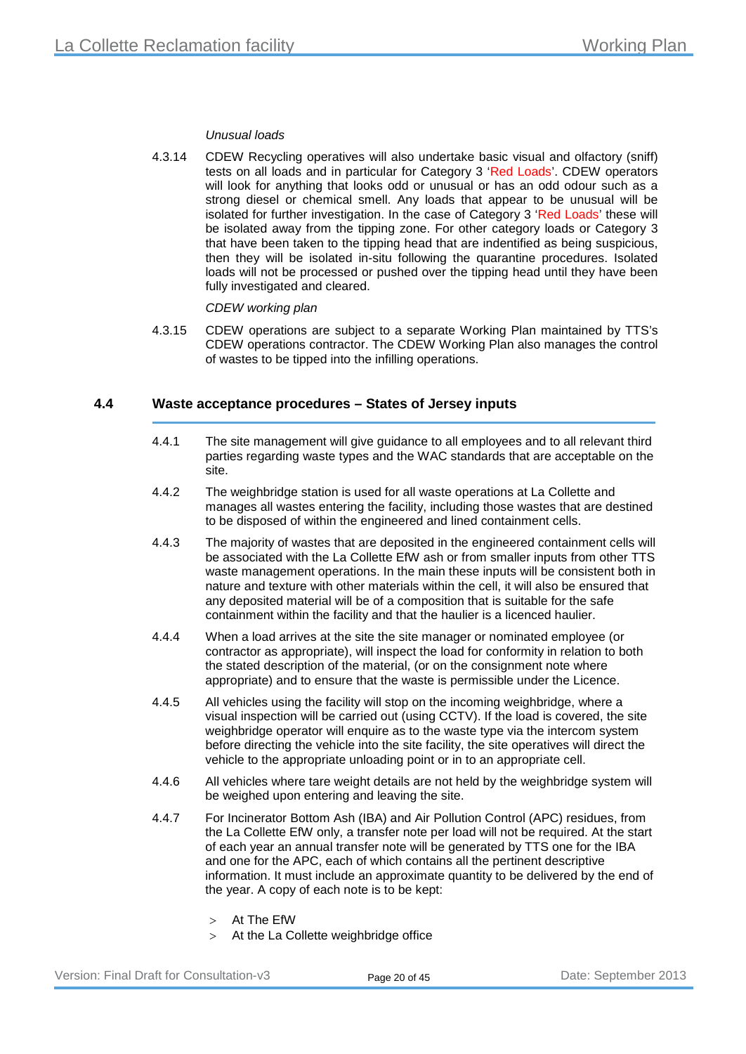*Unusual loads*

4.3.14 CDEW Recycling operatives will also undertake basic visual and olfactory (sniff) tests on all loads and in particular for Category 3 'Red Loads'. CDEW operators will look for anything that looks odd or unusual or has an odd odour such as a strong diesel or chemical smell. Any loads that appear to be unusual will be isolated for further investigation. In the case of Category 3 'Red Loads' these will be isolated away from the tipping zone. For other category loads or Category 3 that have been taken to the tipping head that are indentified as being suspicious, then they will be isolated in-situ following the quarantine procedures. Isolated loads will not be processed or pushed over the tipping head until they have been fully investigated and cleared.

*CDEW working plan*

4.3.15 CDEW operations are subject to a separate Working Plan maintained by TTS's CDEW operations contractor. The CDEW Working Plan also manages the control of wastes to be tipped into the infilling operations.

## 4.4 Waste acceptance procedures – States of Jersey inputs

4.4.1 The site management will give guidance to all employees and to all relevant third parties regarding waste types and the WAC standards that are acceptable on the site.

4.4.2 The weighbridge station is used for all waste operations at La Collette and manages all wastes entering the facility, including those wastes that are destined to be disposed of within the engineered and lined containment cells.

4.4.3 The majority of wastes that are deposited in the engineered containment cells will be associated with the La Collette EfW ash or from smaller inputs from other TTS waste management operations. In the main these inputs will be consistent both in nature and texture with other materials within the cell, it will also be ensured that any deposited material will be of a composition that is suitable for the safe containment within the facility and that the haulier is a licenced haulier.

4.4.4 When a load arrives at the site the site manager or nominated employee (or contractor as appropriate), will inspect the load for conformity in relation to both the stated description of the material, (or on the consignment note where appropriate) and to ensure that the waste is permissible under the Licence.

4.4.5 All vehicles using the facility will stop on the incoming weighbridge, where a visual inspection will be carried out (using CCTV). If the load is covered, the site weighbridge operator will enquire as to the waste type via the intercom system before directing the vehicle into the site facility, the site operatives will direct the vehicle to the appropriate unloading point or in to an appropriate cell.

4.4.6 All vehicles where tare weight details are not held by the weighbridge system will be weighed upon entering and leaving the site.

4.4.7 For Incinerator Bottom Ash (IBA) and Air Pollution Control (APC) residues, from the La Collette EfW only, a transfer note per load will not be required. At the start of each year an annual transfer note will be generated by TTS one for the IBA and one for the APC, each of which contains all the pertinent descriptive information. It must include an approximate quantity to be delivered by the end of the year. A copy of each note is to be kept:

- At The EfW
- At the La Collette weighbridge office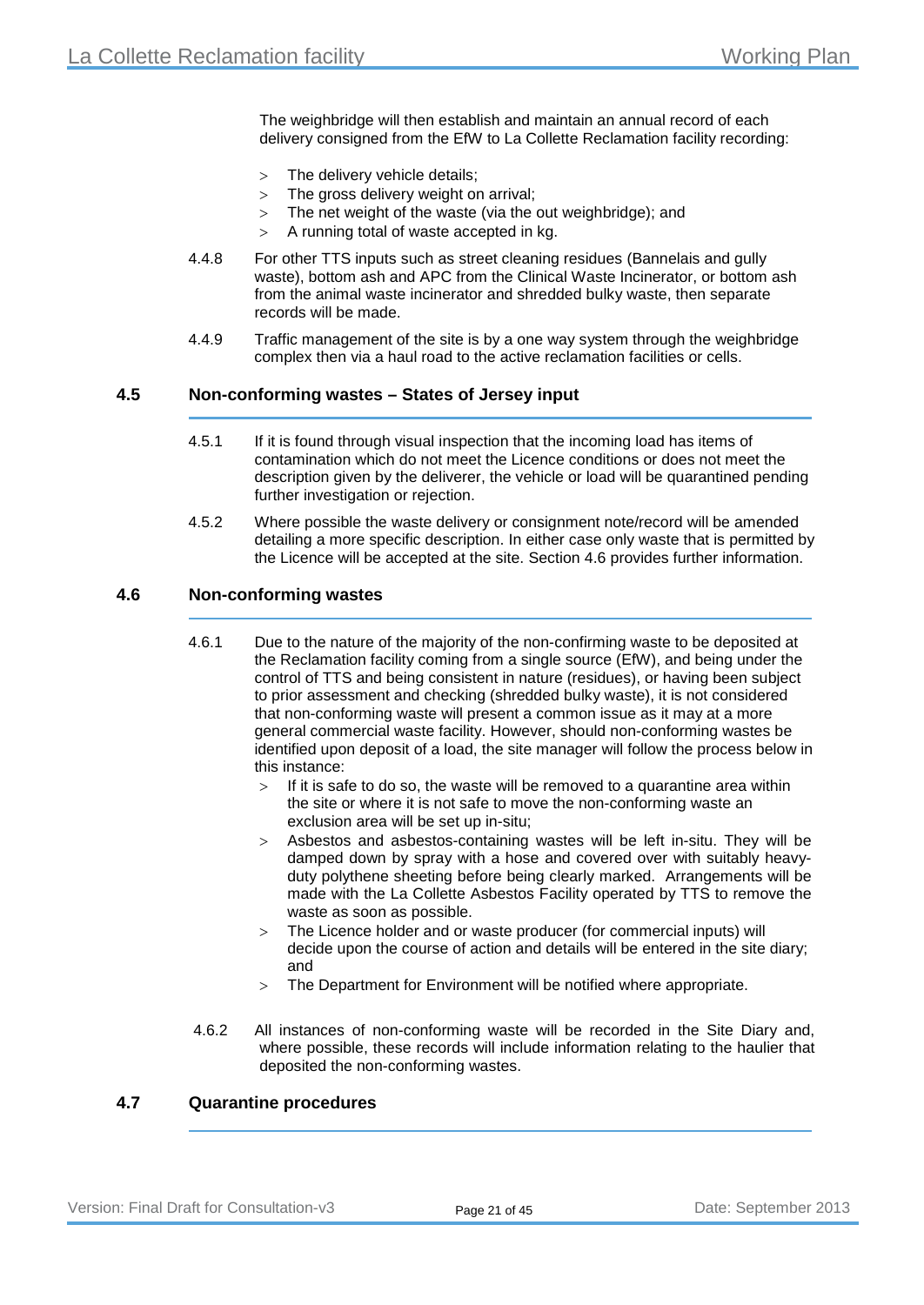The weighbridge will then establish and maintain an annual record of each delivery consigned from the EfW to La Collette Reclamation facility recording:

- The delivery vehicle details;
- The gross delivery weight on arrival;
- The net weight of the waste (via the out weighbridge); and
- A running total of waste accepted in kg.

4.4.8 For other TTS inputs such as street cleaning residues (Bannelais and gully waste), bottom ash and APC from the Clinical Waste Incinerator, or bottom ash from the animal waste incinerator and shredded bulky waste, then separate records will be made.

4.4.9 Traffic management of the site is by a one way system through the weighbridge complex then via a haul road to the active reclamation facilities or cells.

## 4.5 Non-conforming wastes – States of Jersey input

4.5.1 If it is found through visual inspection that the incoming load has items of contamination which do not meet the Licence conditions or does not meet the description given by the deliverer, the vehicle or load will be quarantined pending further investigation or rejection.

4.5.2 Where possible the waste delivery or consignment note/record will be amended detailing a more specific description. In either case only waste that is permitted by the Licence will be accepted at the site. Section 4.6 provides further information.

## 4.6 Non-conforming wastes

4.6.1 Due to the nature of the majority of the non-confirming waste to be deposited at the Reclamation facility coming from a single source (EfW), and being under the control of TTS and being consistent in nature (residues), or having been subject to prior assessment and checking (shredded bulky waste), it is not considered that non-conforming waste will present a common issue as it may at a more general commercial waste facility. However, should non-conforming wastes be identified upon deposit of a load, the site manager will follow the process below in this instance:

- If it is safe to do so, the waste will be removed to a quarantine area within the site or where it is not safe to move the non-conforming waste an exclusion area will be set up in-situ;
- Asbestos and asbestos-containing wastes will be left in-situ. They will be damped down by spray with a hose and covered over with suitably heavy-duty polythene sheeting before being clearly marked. Arrangements will be made with the La Collette Asbestos Facility operated by TTS to remove the waste as soon as possible.
- The Licence holder and or waste producer (for commercial inputs) will decide upon the course of action and details will be entered in the site diary; and
- The Department for Environment will be notified where appropriate.

4.6.2 All instances of non-conforming waste will be recorded in the Site Diary and, where possible, these records will include information relating to the haulier that deposited the non-conforming wastes.

## 4.7 Quarantine procedures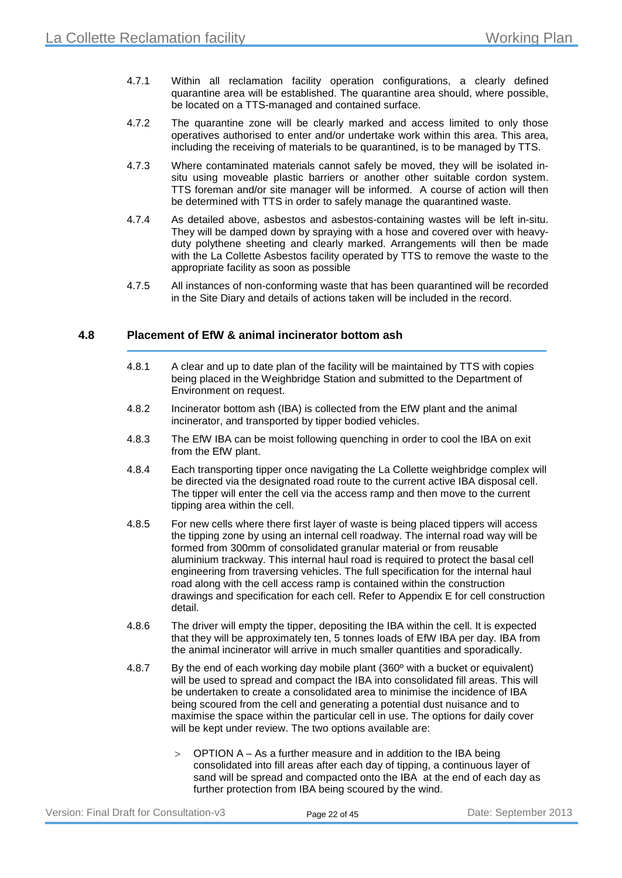4.7.1 Within all reclamation facility operation configurations, a clearly defined quarantine area will be established. The quarantine area should, where possible, be located on a TTS-managed and contained surface.

4.7.2 The quarantine zone will be clearly marked and access limited to only those operatives authorised to enter and/or undertake work within this area. This area, including the receiving of materials to be quarantined, is to be managed by TTS.

4.7.3 Where contaminated materials cannot safely be moved, they will be isolated in-situ using moveable plastic barriers or another other suitable cordon system. TTS foreman and/or site manager will be informed. A course of action will then be determined with TTS in order to safely manage the quarantined waste.

4.7.4 As detailed above, asbestos and asbestos-containing wastes will be left in-situ. They will be damped down by spraying with a hose and covered over with heavy-duty polythene sheeting and clearly marked. Arrangements will then be made with the La Collette Asbestos facility operated by TTS to remove the waste to the appropriate facility as soon as possible

4.7.5 All instances of non-conforming waste that has been quarantined will be recorded in the Site Diary and details of actions taken will be included in the record.

## 4.8 Placement of EfW & animal incinerator bottom ash

4.8.1 A clear and up to date plan of the facility will be maintained by TTS with copies being placed in the Weighbridge Station and submitted to the Department of Environment on request.

4.8.2 Incinerator bottom ash (IBA) is collected from the EfW plant and the animal incinerator, and transported by tipper bodied vehicles.

4.8.3 The EfW IBA can be moist following quenching in order to cool the IBA on exit from the EfW plant.

4.8.4 Each transporting tipper once navigating the La Collette weighbridge complex will be directed via the designated road route to the current active IBA disposal cell. The tipper will enter the cell via the access ramp and then move to the current tipping area within the cell.

4.8.5 For new cells where there first layer of waste is being placed tippers will access the tipping zone by using an internal cell roadway. The internal road way will be formed from 300mm of consolidated granular material or from reusable aluminium trackway. This internal haul road is required to protect the basal cell engineering from traversing vehicles. The full specification for the internal haul road along with the cell access ramp is contained within the construction drawings and specification for each cell. Refer to Appendix E for cell construction detail.

4.8.6 The driver will empty the tipper, depositing the IBA within the cell. It is expected that they will be approximately ten, 5 tonnes loads of EfW IBA per day. IBA from the animal incinerator will arrive in much smaller quantities and sporadically.

4.8.7 By the end of each working day mobile plant (360º with a bucket or equivalent) will be used to spread and compact the IBA into consolidated fill areas. This will be undertaken to create a consolidated area to minimise the incidence of IBA being scoured from the cell and generating a potential dust nuisance and to maximise the space within the particular cell in use. The options for daily cover will be kept under review. The two options available are:

- OPTION A – As a further measure and in addition to the IBA being consolidated into fill areas after each day of tipping, a continuous layer of sand will be spread and compacted onto the IBA at the end of each day as further protection from IBA being scoured by the wind.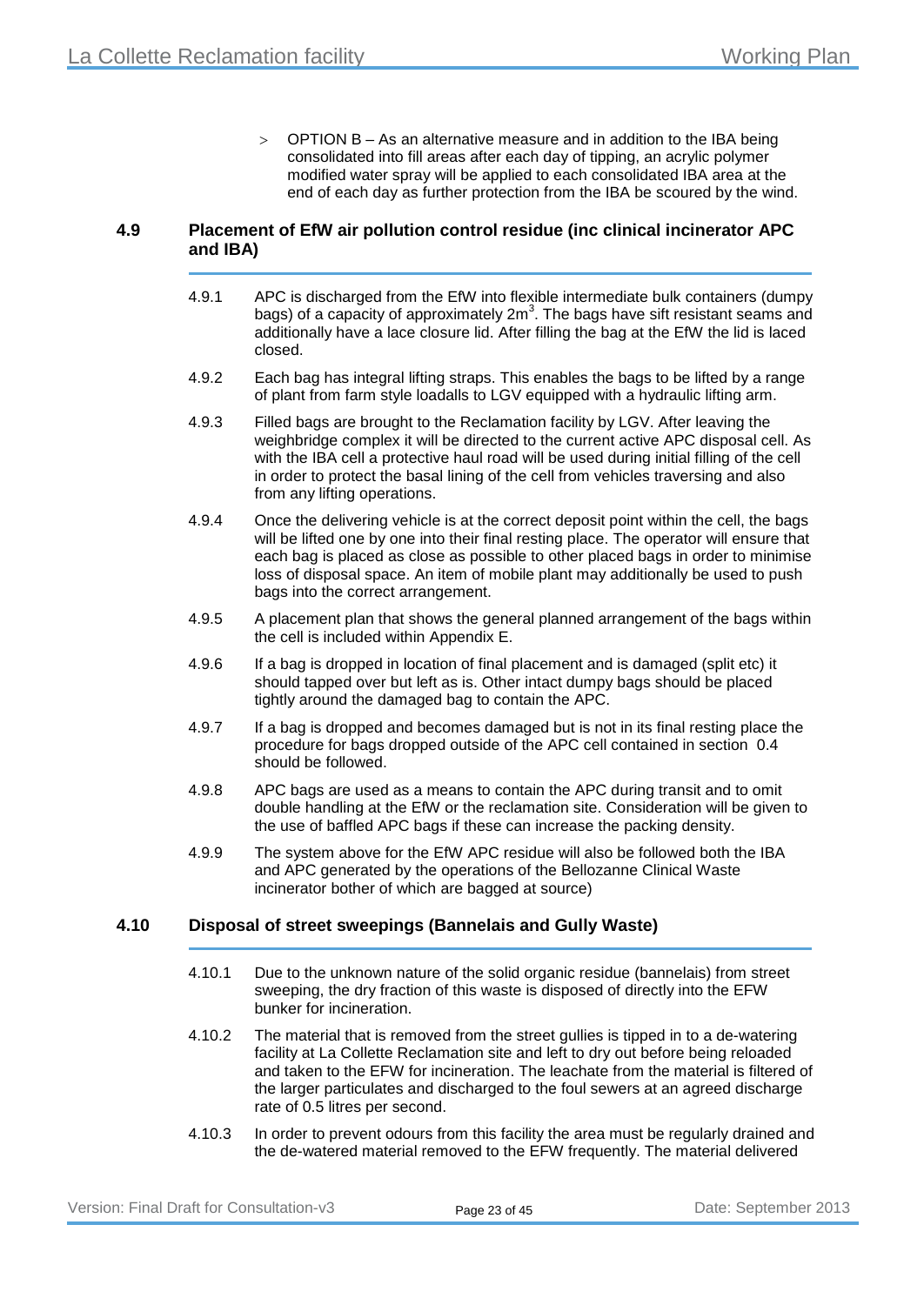- OPTION B – As an alternative measure and in addition to the IBA being consolidated into fill areas after each day of tipping, an acrylic polymer modified water spray will be applied to each consolidated IBA area at the end of each day as further protection from the IBA be scoured by the wind.

## 4.9 Placement of EfW air pollution control residue (inc clinical incinerator APC and IBA)

4.9.1 APC is discharged from the EfW into flexible intermediate bulk containers (dumpy bags) of a capacity of approximately $2m^3$. The bags have sift resistant seams and additionally have a lace closure lid. After filling the bag at the EfW the lid is laced closed.

4.9.2 Each bag has integral lifting straps. This enables the bags to be lifted by a range of plant from farm style loadalls to LGV equipped with a hydraulic lifting arm.

4.9.3 Filled bags are brought to the Reclamation facility by LGV. After leaving the weighbridge complex it will be directed to the current active APC disposal cell. As with the IBA cell a protective haul road will be used during initial filling of the cell in order to protect the basal lining of the cell from vehicles traversing and also from any lifting operations.

4.9.4 Once the delivering vehicle is at the correct deposit point within the cell, the bags will be lifted one by one into their final resting place. The operator will ensure that each bag is placed as close as possible to other placed bags in order to minimise loss of disposal space. An item of mobile plant may additionally be used to push bags into the correct arrangement.

4.9.5 A placement plan that shows the general planned arrangement of the bags within the cell is included within Appendix E.

4.9.6 If a bag is dropped in location of final placement and is damaged (split etc) it should tapped over but left as is. Other intact dumpy bags should be placed tightly around the damaged bag to contain the APC.

4.9.7 If a bag is dropped and becomes damaged but is not in its final resting place the procedure for bags dropped outside of the APC cell contained in section 0.4 should be followed.

4.9.8 APC bags are used as a means to contain the APC during transit and to omit double handling at the EfW or the reclamation site. Consideration will be given to the use of baffled APC bags if these can increase the packing density.

4.9.9 The system above for the EfW APC residue will also be followed both the IBA and APC generated by the operations of the Bellozanne Clinical Waste incinerator bother of which are bagged at source)

## 4.10 Disposal of street sweepings (Bannelais and Gully Waste)

4.10.1 Due to the unknown nature of the solid organic residue (bannelais) from street sweeping, the dry fraction of this waste is disposed of directly into the EFW bunker for incineration.

4.10.2 The material that is removed from the street gullies is tipped in to a de-watering facility at La Collette Reclamation site and left to dry out before being reloaded and taken to the EFW for incineration. The leachate from the material is filtered of the larger particulates and discharged to the foul sewers at an agreed discharge rate of 0.5 litres per second.

4.10.3 In order to prevent odours from this facility the area must be regularly drained and the de-watered material removed to the EFW frequently. The material delivered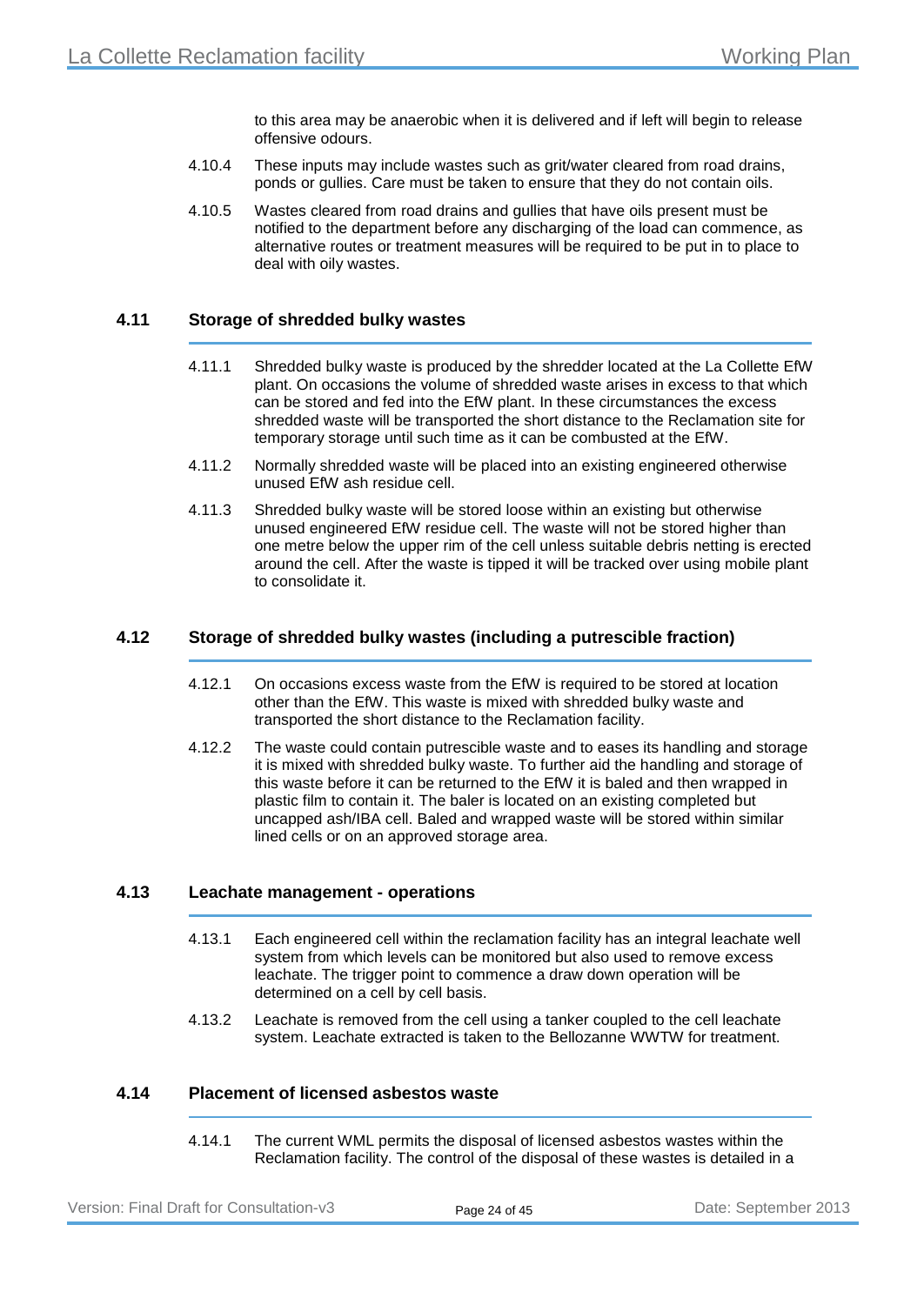to this area may be anaerobic when it is delivered and if left will begin to release offensive odours.

4.10.4 These inputs may include wastes such as grit/water cleared from road drains, ponds or gullies. Care must be taken to ensure that they do not contain oils.

4.10.5 Wastes cleared from road drains and gullies that have oils present must be notified to the department before any discharging of the load can commence, as alternative routes or treatment measures will be required to be put in to place to deal with oily wastes.

## 4.11 Storage of shredded bulky wastes

4.11.1 Shredded bulky waste is produced by the shredder located at the La Collette EfW plant. On occasions the volume of shredded waste arises in excess to that which can be stored and fed into the EfW plant. In these circumstances the excess shredded waste will be transported the short distance to the Reclamation site for temporary storage until such time as it can be combusted at the EfW.

4.11.2 Normally shredded waste will be placed into an existing engineered otherwise unused EfW ash residue cell.

4.11.3 Shredded bulky waste will be stored loose within an existing but otherwise unused engineered EfW residue cell. The waste will not be stored higher than one metre below the upper rim of the cell unless suitable debris netting is erected around the cell. After the waste is tipped it will be tracked over using mobile plant to consolidate it.

## 4.12 Storage of shredded bulky wastes (including a putrescible fraction)

4.12.1 On occasions excess waste from the EfW is required to be stored at location other than the EfW. This waste is mixed with shredded bulky waste and transported the short distance to the Reclamation facility.

4.12.2 The waste could contain putrescible waste and to eases its handling and storage it is mixed with shredded bulky waste. To further aid the handling and storage of this waste before it can be returned to the EfW it is baled and then wrapped in plastic film to contain it. The baler is located on an existing completed but uncapped ash/IBA cell. Baled and wrapped waste will be stored within similar lined cells or on an approved storage area.

## 4.13 Leachate management - operations

4.13.1 Each engineered cell within the reclamation facility has an integral leachate well system from which levels can be monitored but also used to remove excess leachate. The trigger point to commence a draw down operation will be determined on a cell by cell basis.

4.13.2 Leachate is removed from the cell using a tanker coupled to the cell leachate system. Leachate extracted is taken to the Bellozanne WWTW for treatment.

## 4.14 Placement of licensed asbestos waste

4.14.1 The current WML permits the disposal of licensed asbestos wastes within the Reclamation facility. The control of the disposal of these wastes is detailed in a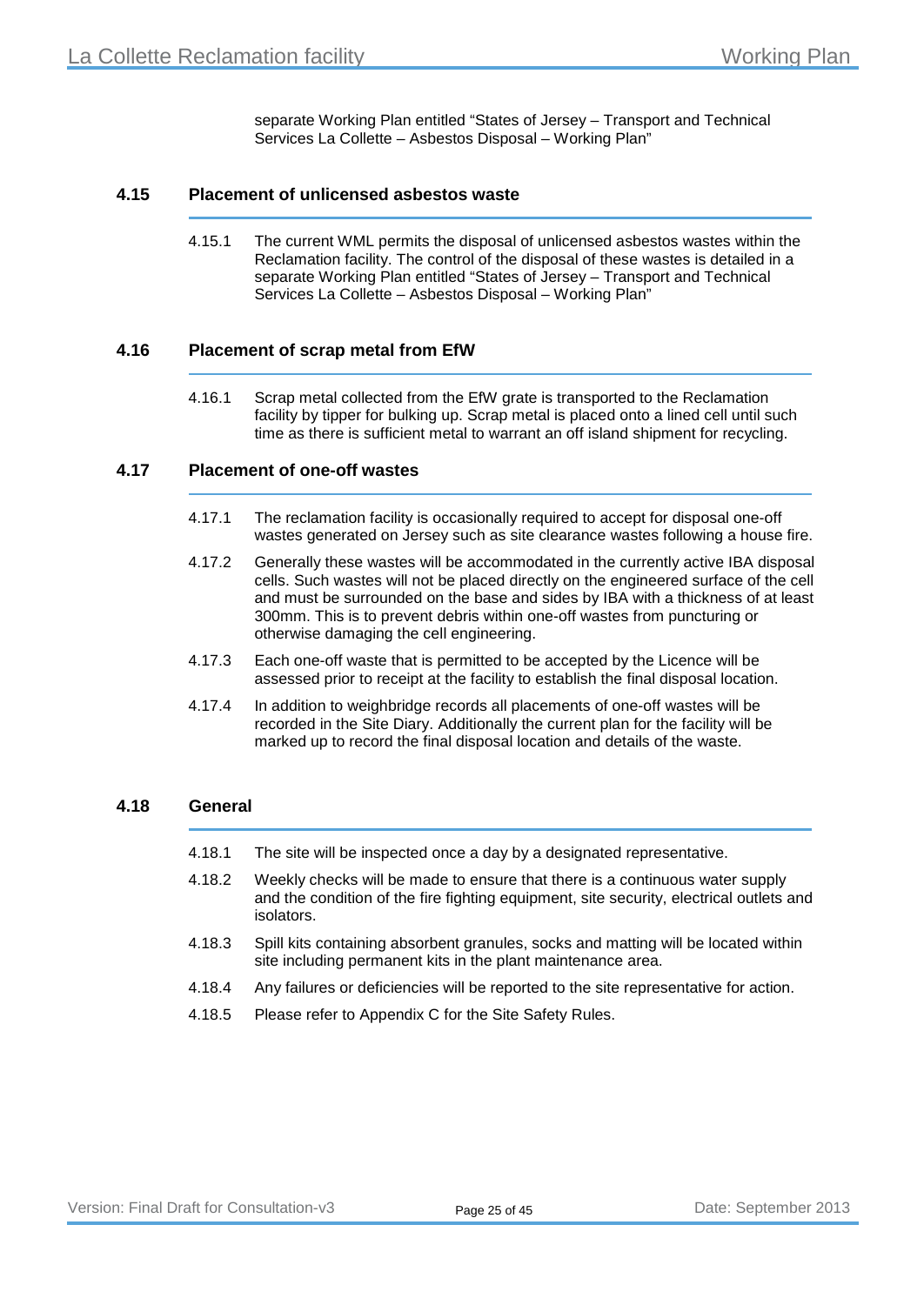separate Working Plan entitled "States of Jersey – Transport and Technical Services La Collette – Asbestos Disposal – Working Plan"

### 4.15 Placement of unlicensed asbestos waste

4.15.1 The current WML permits the disposal of unlicensed asbestos wastes within the Reclamation facility. The control of the disposal of these wastes is detailed in a separate Working Plan entitled "States of Jersey – Transport and Technical Services La Collette – Asbestos Disposal – Working Plan"

### 4.16 Placement of scrap metal from EfW

4.16.1 Scrap metal collected from the EfW grate is transported to the Reclamation facility by tipper for bulking up. Scrap metal is placed onto a lined cell until such time as there is sufficient metal to warrant an off island shipment for recycling.

### 4.17 Placement of one-off wastes

4.17.1 The reclamation facility is occasionally required to accept for disposal one-off wastes generated on Jersey such as site clearance wastes following a house fire.

4.17.2 Generally these wastes will be accommodated in the currently active IBA disposal cells. Such wastes will not be placed directly on the engineered surface of the cell and must be surrounded on the base and sides by IBA with a thickness of at least 300mm. This is to prevent debris within one-off wastes from puncturing or otherwise damaging the cell engineering.

4.17.3 Each one-off waste that is permitted to be accepted by the Licence will be assessed prior to receipt at the facility to establish the final disposal location.

4.17.4 In addition to weighbridge records all placements of one-off wastes will be recorded in the Site Diary. Additionally the current plan for the facility will be marked up to record the final disposal location and details of the waste.

### 4.18 General

4.18.1 The site will be inspected once a day by a designated representative.

4.18.2 Weekly checks will be made to ensure that there is a continuous water supply and the condition of the fire fighting equipment, site security, electrical outlets and isolators.

4.18.3 Spill kits containing absorbent granules, socks and matting will be located within site including permanent kits in the plant maintenance area.

4.18.4 Any failures or deficiencies will be reported to the site representative for action.

4.18.5 Please refer to Appendix C for the Site Safety Rules.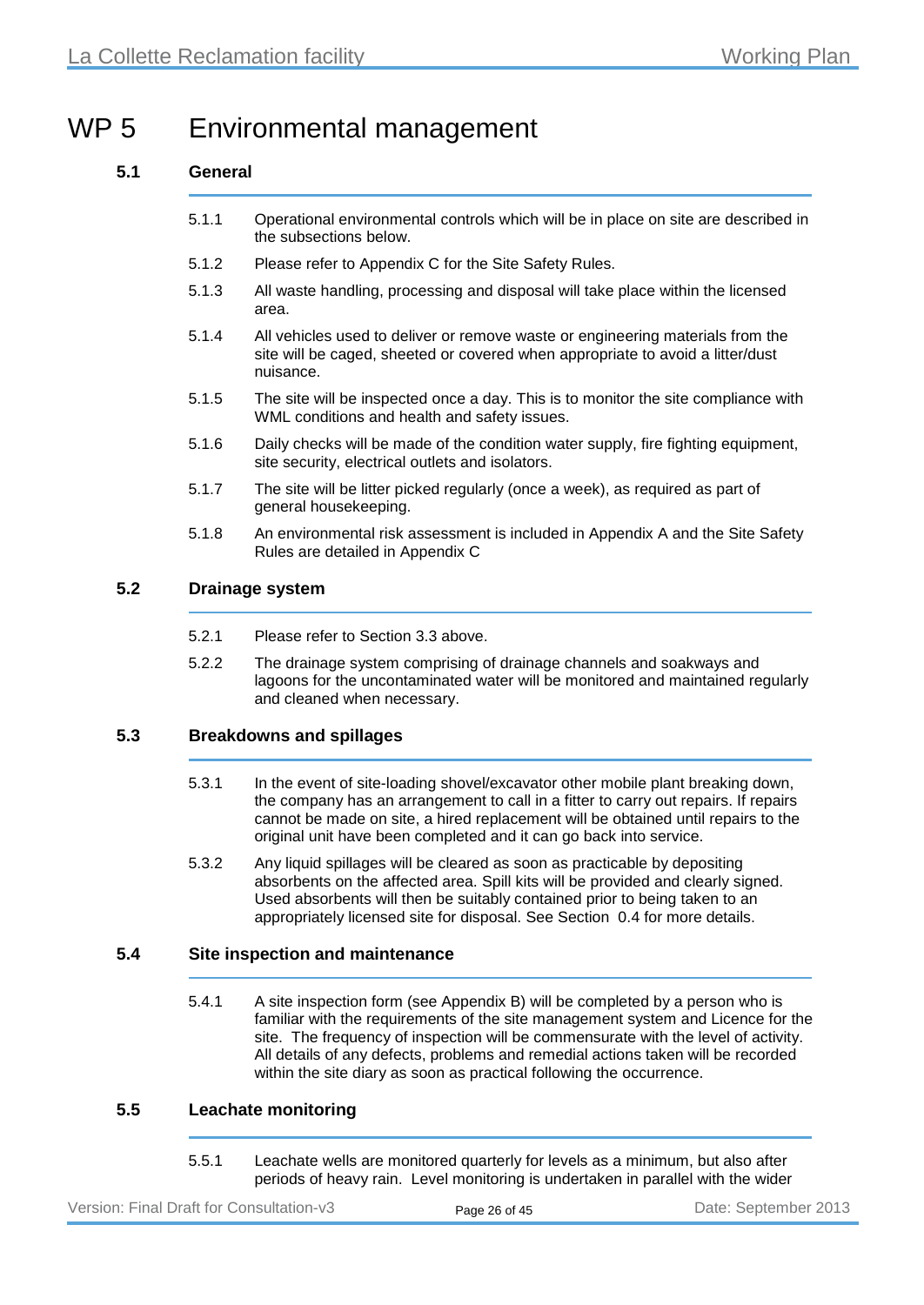# WP 5 Environmental management

## 5.1 General

5.1.1 Operational environmental controls which will be in place on site are described in the subsections below.

5.1.2 Please refer to Appendix C for the Site Safety Rules.

5.1.3 All waste handling, processing and disposal will take place within the licensed area.

5.1.4 All vehicles used to deliver or remove waste or engineering materials from the site will be caged, sheeted or covered when appropriate to avoid a litter/dust nuisance.

5.1.5 The site will be inspected once a day. This is to monitor the site compliance with WML conditions and health and safety issues.

5.1.6 Daily checks will be made of the condition water supply, fire fighting equipment, site security, electrical outlets and isolators.

5.1.7 The site will be litter picked regularly (once a week), as required as part of general housekeeping.

5.1.8 An environmental risk assessment is included in Appendix A and the Site Safety Rules are detailed in Appendix C

## 5.2 Drainage system

5.2.1 Please refer to Section 3.3 above.

5.2.2 The drainage system comprising of drainage channels and soakways and lagoons for the uncontaminated water will be monitored and maintained regularly and cleaned when necessary.

## 5.3 Breakdowns and spillages

5.3.1 In the event of site-loading shovel/excavator other mobile plant breaking down, the company has an arrangement to call in a fitter to carry out repairs. If repairs cannot be made on site, a hired replacement will be obtained until repairs to the original unit have been completed and it can go back into service.

5.3.2 Any liquid spillages will be cleared as soon as practicable by depositing absorbents on the affected area. Spill kits will be provided and clearly signed. Used absorbents will then be suitably contained prior to being taken to an appropriately licensed site for disposal. See Section 0.4 for more details.

## 5.4 Site inspection and maintenance

5.4.1 A site inspection form (see Appendix B) will be completed by a person who is familiar with the requirements of the site management system and Licence for the site. The frequency of inspection will be commensurate with the level of activity. All details of any defects, problems and remedial actions taken will be recorded within the site diary as soon as practical following the occurrence.

## 5.5 Leachate monitoring

5.5.1 Leachate wells are monitored quarterly for levels as a minimum, but also after periods of heavy rain. Level monitoring is undertaken in parallel with the wider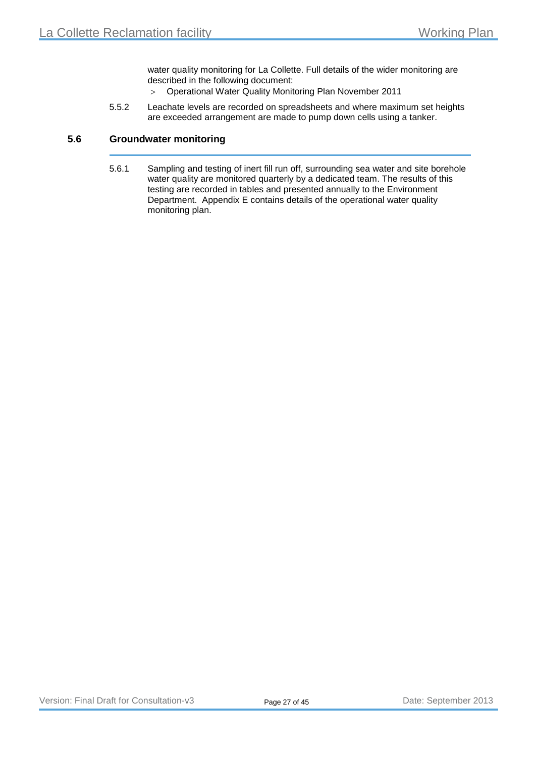water quality monitoring for La Collette. Full details of the wider monitoring are described in the following document:

- Operational Water Quality Monitoring Plan November 2011

5.5.2 Leachate levels are recorded on spreadsheets and where maximum set heights are exceeded arrangement are made to pump down cells using a tanker.

## 5.6 Groundwater monitoring

5.6.1 Sampling and testing of inert fill run off, surrounding sea water and site borehole water quality are monitored quarterly by a dedicated team. The results of this testing are recorded in tables and presented annually to the Environment Department. Appendix E contains details of the operational water quality monitoring plan.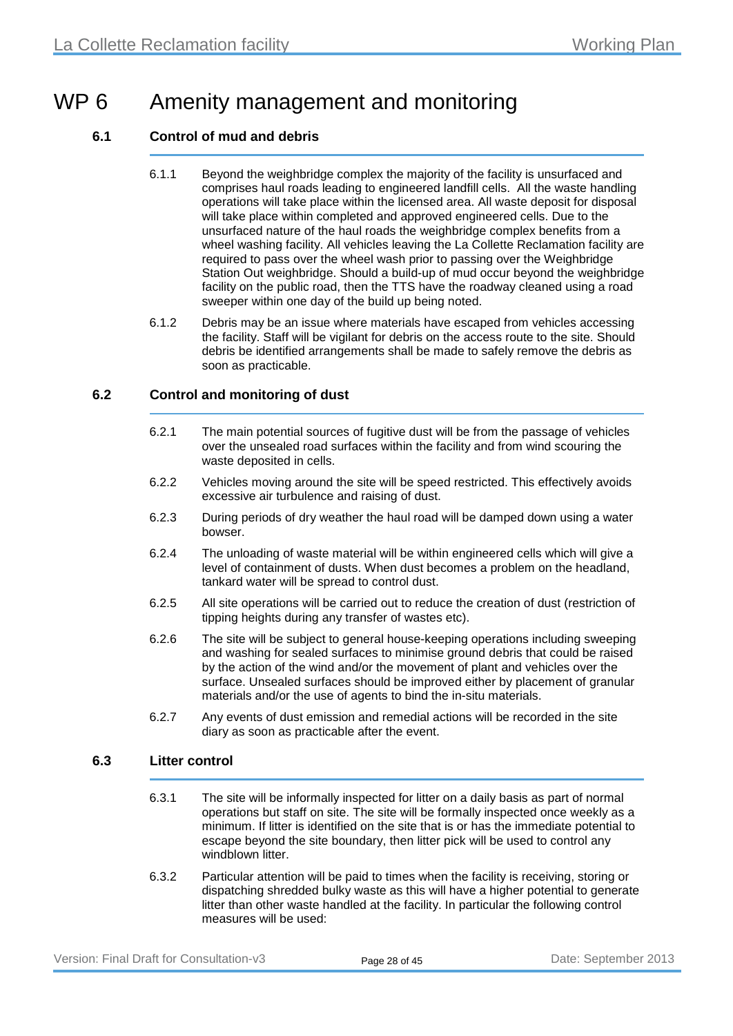# WP 6 Amenity management and monitoring

## 6.1 Control of mud and debris

6.1.1 Beyond the weighbridge complex the majority of the facility is unsurfaced and comprises haul roads leading to engineered landfill cells. All the waste handling operations will take place within the licensed area. All waste deposit for disposal will take place within completed and approved engineered cells. Due to the unsurfaced nature of the haul roads the weighbridge complex benefits from a wheel washing facility. All vehicles leaving the La Collette Reclamation facility are required to pass over the wheel wash prior to passing over the Weighbridge Station Out weighbridge. Should a build-up of mud occur beyond the weighbridge facility on the public road, then the TTS have the roadway cleaned using a road sweeper within one day of the build up being noted.

6.1.2 Debris may be an issue where materials have escaped from vehicles accessing the facility. Staff will be vigilant for debris on the access route to the site. Should debris be identified arrangements shall be made to safely remove the debris as soon as practicable.

## 6.2 Control and monitoring of dust

6.2.1 The main potential sources of fugitive dust will be from the passage of vehicles over the unsealed road surfaces within the facility and from wind scouring the waste deposited in cells.

6.2.2 Vehicles moving around the site will be speed restricted. This effectively avoids excessive air turbulence and raising of dust.

6.2.3 During periods of dry weather the haul road will be damped down using a water bowser.

6.2.4 The unloading of waste material will be within engineered cells which will give a level of containment of dusts. When dust becomes a problem on the headland, tankard water will be spread to control dust.

6.2.5 All site operations will be carried out to reduce the creation of dust (restriction of tipping heights during any transfer of wastes etc).

6.2.6 The site will be subject to general house-keeping operations including sweeping and washing for sealed surfaces to minimise ground debris that could be raised by the action of the wind and/or the movement of plant and vehicles over the surface. Unsealed surfaces should be improved either by placement of granular materials and/or the use of agents to bind the in-situ materials.

6.2.7 Any events of dust emission and remedial actions will be recorded in the site diary as soon as practicable after the event.

## 6.3 Litter control

6.3.1 The site will be informally inspected for litter on a daily basis as part of normal operations but staff on site. The site will be formally inspected once weekly as a minimum. If litter is identified on the site that is or has the immediate potential to escape beyond the site boundary, then litter pick will be used to control any windblown litter.

6.3.2 Particular attention will be paid to times when the facility is receiving, storing or dispatching shredded bulky waste as this will have a higher potential to generate litter than other waste handled at the facility. In particular the following control measures will be used: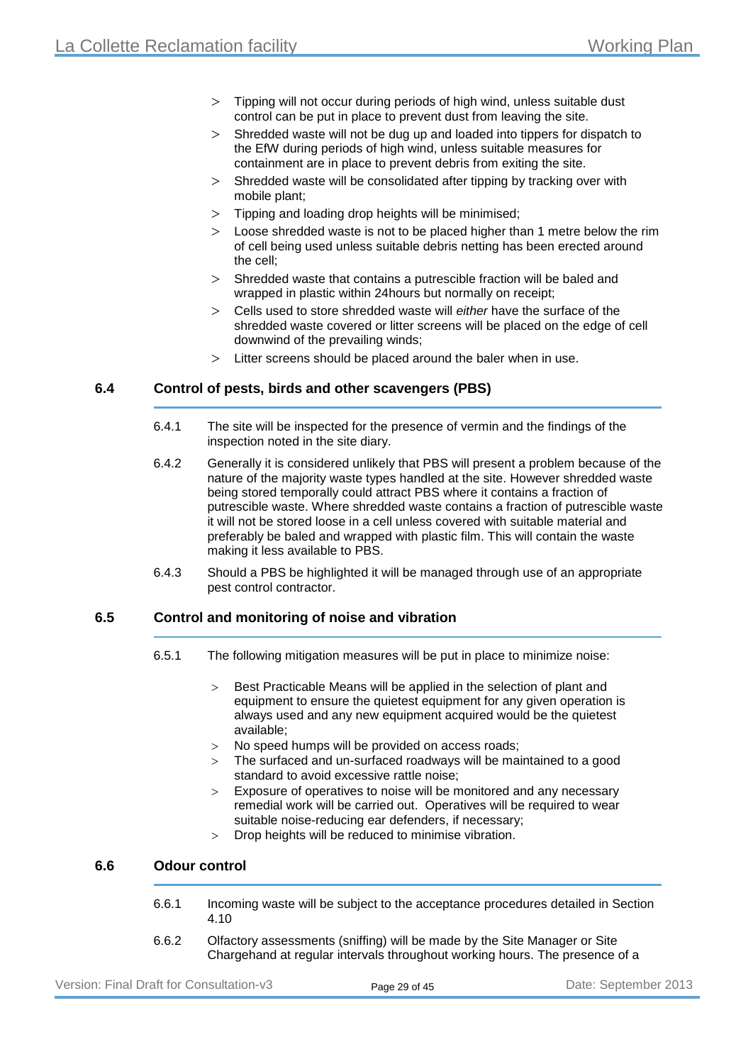- Tipping will not occur during periods of high wind, unless suitable dust control can be put in place to prevent dust from leaving the site.
- Shredded waste will not be dug up and loaded into tippers for dispatch to the EfW during periods of high wind, unless suitable measures for containment are in place to prevent debris from exiting the site.
- Shredded waste will be consolidated after tipping by tracking over with mobile plant;
- Tipping and loading drop heights will be minimised;
- Loose shredded waste is not to be placed higher than 1 metre below the rim of cell being used unless suitable debris netting has been erected around the cell;
- Shredded waste that contains a putrescible fraction will be baled and wrapped in plastic within 24hours but normally on receipt;
- Cells used to store shredded waste will *either* have the surface of the shredded waste covered or litter screens will be placed on the edge of cell downwind of the prevailing winds;
- Litter screens should be placed around the baler when in use.

## 6.4 Control of pests, birds and other scavengers (PBS)

6.4.1 The site will be inspected for the presence of vermin and the findings of the inspection noted in the site diary.

6.4.2 Generally it is considered unlikely that PBS will present a problem because of the nature of the majority waste types handled at the site. However shredded waste being stored temporally could attract PBS where it contains a fraction of putrescible waste. Where shredded waste contains a fraction of putrescible waste it will not be stored loose in a cell unless covered with suitable material and preferably be baled and wrapped with plastic film. This will contain the waste making it less available to PBS.

6.4.3 Should a PBS be highlighted it will be managed through use of an appropriate pest control contractor.

## 6.5 Control and monitoring of noise and vibration

6.5.1 The following mitigation measures will be put in place to minimize noise:

- Best Practicable Means will be applied in the selection of plant and equipment to ensure the quietest equipment for any given operation is always used and any new equipment acquired would be the quietest available;
- No speed humps will be provided on access roads;
- The surfaced and un-surfaced roadways will be maintained to a good standard to avoid excessive rattle noise;
- Exposure of operatives to noise will be monitored and any necessary remedial work will be carried out. Operatives will be required to wear suitable noise-reducing ear defenders, if necessary;
- Drop heights will be reduced to minimise vibration.

## 6.6 Odour control

6.6.1 Incoming waste will be subject to the acceptance procedures detailed in Section 4.10

6.6.2 Olfactory assessments (sniffing) will be made by the Site Manager or Site Chargehand at regular intervals throughout working hours. The presence of a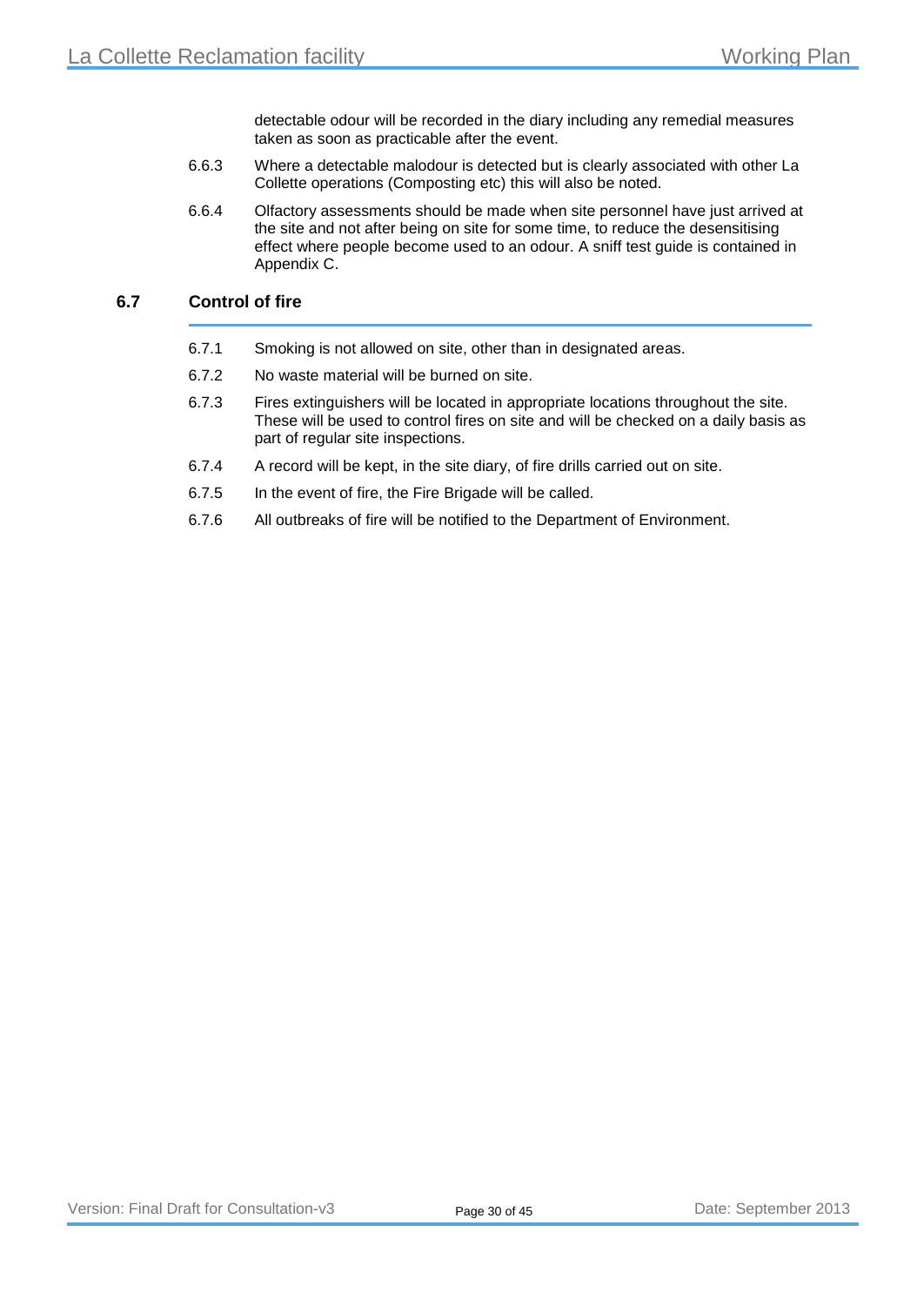detectable odour will be recorded in the diary including any remedial measures taken as soon as practicable after the event.

6.6.3 Where a detectable malodour is detected but is clearly associated with other La Collette operations (Composting etc) this will also be noted.

6.6.4 Olfactory assessments should be made when site personnel have just arrived at the site and not after being on site for some time, to reduce the desensitising effect where people become used to an odour. A sniff test guide is contained in Appendix C.

## 6.7 Control of fire

6.7.1 Smoking is not allowed on site, other than in designated areas.

6.7.2 No waste material will be burned on site.

6.7.3 Fires extinguishers will be located in appropriate locations throughout the site. These will be used to control fires on site and will be checked on a daily basis as part of regular site inspections.

6.7.4 A record will be kept, in the site diary, of fire drills carried out on site.

6.7.5 In the event of fire, the Fire Brigade will be called.

6.7.6 All outbreaks of fire will be notified to the Department of Environment.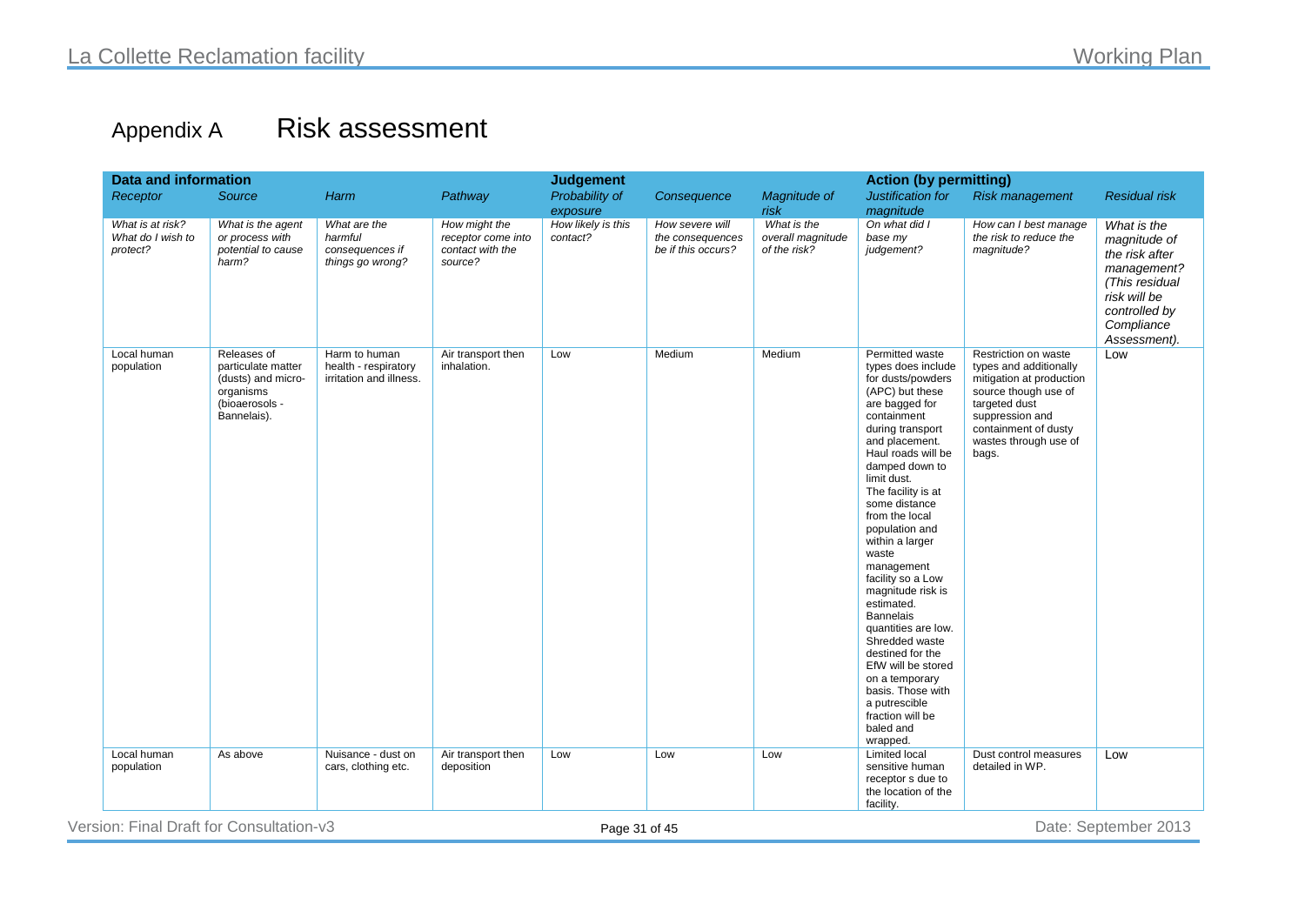# Appendix A Risk assessment

| Data and information | | | | Judgement | | | Action (by permitting) | | |
|---|---|---|---|---|---|---|---|---|---|
| *Receptor* | *Source* | *Harm* | *Pathway* | *Probability of exposure* | *Consequence* | *Magnitude of risk* | *Justification for magnitude* | *Risk management* | *Residual risk* |
| *What is at risk? What do I wish to protect?* | *What is the agent or process with potential to cause harm?* | *What are the harmful consequences if things go wrong?* | *How might the receptor come into contact with the source?* | *How likely is this contact?* | *How severe will the consequences be if this occurs?* | *What is the overall magnitude of the risk?* | *On what did I base my judgement?* | *How can I best manage the risk to reduce the magnitude?* | *What is the magnitude of the risk after management? (This residual risk will be controlled by Compliance Assessment).* |
| Local human population | Releases of particulate matter (dusts) and micro-organisms (bioaerosols - Bannelais). | Harm to human health - respiratory irritation and illness. | Air transport then inhalation. | Low | Medium | Medium | Permitted waste types does include for dusts/powders (APC) but these are bagged for containment during transport and placement. Haul roads will be damped down to limit dust. The facility is at some distance from the local population and within a larger waste management facility so a Low magnitude risk is estimated. Bannelais quantities are low. Shredded waste destined for the EfW will be stored on a temporary basis. Those with a putrescible fraction will be baled and wrapped. | Restriction on waste types and additionally mitigation at production source though use of targeted dust suppression and containment of dusty wastes through use of bags. | Low |
| Local human population | As above | Nuisance - dust on cars, clothing etc. | Air transport then deposition | Low | Low | Low | Limited local sensitive human receptor s due to the location of the facility. | Dust control measures detailed in WP. | Low |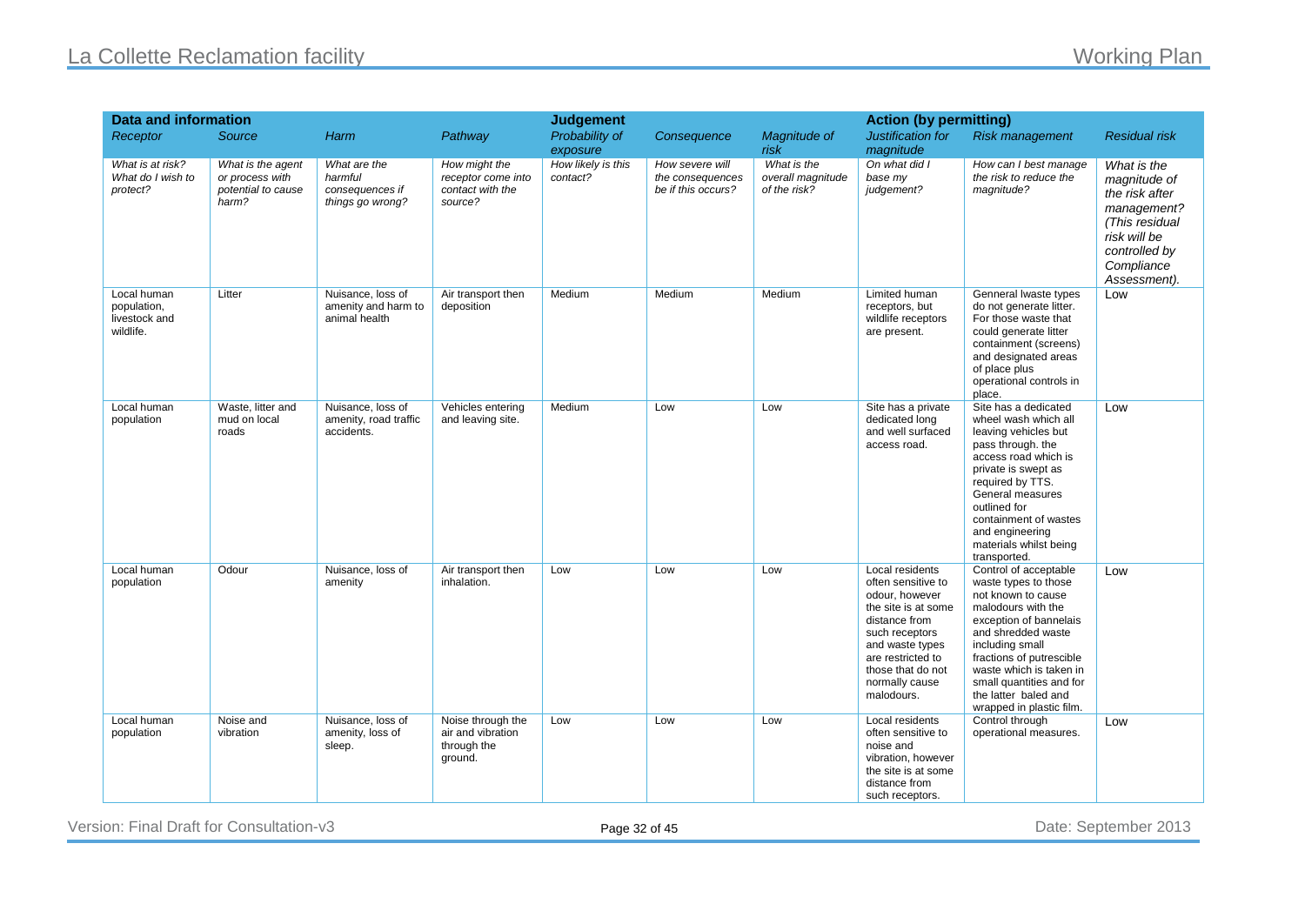| Data and information | | | | Judgement | | | Action (by permitting) | | |
|---|---|---|---|---|---|---|---|---|---|
| *Receptor* | *Source* | *Harm* | *Pathway* | *Probability of exposure* | *Consequence* | *Magnitude of risk* | *Justification for magnitude* | *Risk management* | *Residual risk* |
| *What is at risk? What do I wish to protect?* | *What is the agent or process with potential to cause harm?* | *What are the harmful consequences if things go wrong?* | *How might the receptor come into contact with the source?* | *How likely is this contact?* | *How severe will the consequences be if this occurs?* | *What is the overall magnitude of the risk?* | *On what did I base my judgement?* | *How can I best manage the risk to reduce the magnitude?* | *What is the magnitude of the risk after management? (This residual risk will be controlled by Compliance Assessment).* |
| Local human population, livestock and wildlife. | Litter | Nuisance, loss of amenity and harm to animal health | Air transport then deposition | Medium | Medium | Medium | Limited human receptors, but wildlife receptors are present. | Genneral lwaste types do not generate litter. For those waste that could generate litter containment (screens) and designated areas of place plus operational controls in place. | Low |
| Local human population | Waste, litter and mud on local roads | Nuisance, loss of amenity, road traffic accidents. | Vehicles entering and leaving site. | Medium | Low | Low | Site has a private dedicated long and well surfaced access road. | Site has a dedicated wheel wash which all leaving vehicles but pass through. the access road which is private is swept as required by TTS. General measures outlined for containment of wastes and engineering materials whilst being transported. | Low |
| Local human population | Odour | Nuisance, loss of amenity | Air transport then inhalation. | Low | Low | Low | Local residents often sensitive to odour, however the site is at some distance from such receptors and waste types are restricted to those that do not normally cause malodours. | Control of acceptable waste types to those not known to cause malodours with the exception of bannelais and shredded waste including small fractions of putrescible waste which is taken in small quantities and for the latter baled and wrapped in plastic film. | Low |
| Local human population | Noise and vibration | Nuisance, loss of amenity, loss of sleep. | Noise through the air and vibration through the ground. | Low | Low | Low | Local residents often sensitive to noise and vibration, however the site is at some distance from such receptors. | Control through operational measures. | Low |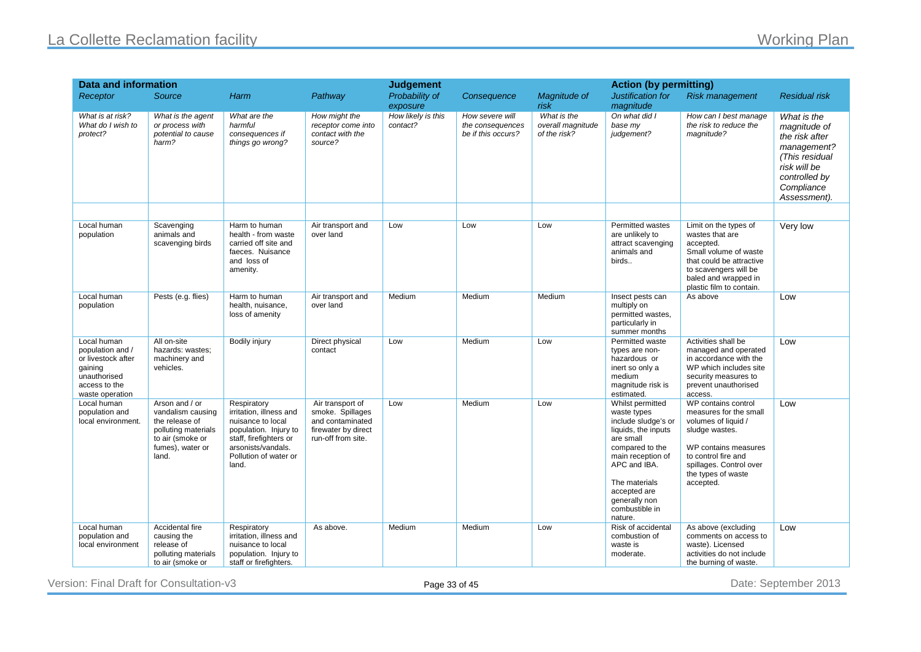| Data and information | | | | Judgement | | | Action (by permitting) | | |
|---|---|---|---|---|---|---|---|---|---|
| *Receptor* | *Source* | *Harm* | *Pathway* | *Probability of exposure* | *Consequence* | *Magnitude of risk* | *Justification for magnitude* | *Risk management* | *Residual risk* |
| *What is at risk? What do I wish to protect?* | *What is the agent or process with potential to cause harm?* | *What are the harmful consequences if things go wrong?* | *How might the receptor come into contact with the source?* | *How likely is this contact?* | *How severe will the consequences be if this occurs?* | *What is the overall magnitude of the risk?* | *On what did I base my judgement?* | *How can I best manage the risk to reduce the magnitude?* | *What is the magnitude of the risk after management? (This residual risk will be controlled by Compliance Assessment).* |
| | | | | | | | | | |
| Local human population | Scavenging animals and scavenging birds | Harm to human health - from waste carried off site and faeces. Nuisance and loss of amenity. | Air transport and over land | Low | Low | Low | Permitted wastes are unlikely to attract scavenging animals and birds.. | Limit on the types of wastes that are accepted. Small volume of waste that could be attractive to scavengers will be baled and wrapped in plastic film to contain. | Very low |
| Local human population | Pests (e.g. flies) | Harm to human health, nuisance, loss of amenity | Air transport and over land | Medium | Medium | Medium | Insect pests can multiply on permitted wastes, particularly in summer months | As above | Low |
| Local human population and / or livestock after gaining unauthorised access to the waste operation | All on-site hazards: wastes; machinery and vehicles. | Bodily injury | Direct physical contact | Low | Medium | Low | Permitted waste types are non-hazardous or inert so only a medium magnitude risk is estimated. | Activities shall be managed and operated in accordance with the WP which includes site security measures to prevent unauthorised access. | Low |
| Local human population and local environment. | Arson and / or vandalism causing the release of polluting materials to air (smoke or fumes), water or land. | Respiratory irritation, illness and nuisance to local population. Injury to staff, firefighters or arsonists/vandals. Pollution of water or land. | Air transport of smoke. Spillages and contaminated firewater by direct run-off from site. | Low | Medium | Low | Whilst permitted waste types include sludge's or liquids, the inputs are small compared to the main reception of APC and IBA.<br><br>The materials accepted are generally non combustible in nature. | WP contains control measures for the small volumes of liquid / sludge wastes.<br><br>WP contains measures to control fire and spillages. Control over the types of waste accepted. | Low |
| Local human population and local environment | Accidental fire causing the release of polluting materials to air (smoke or | Respiratory irritation, illness and nuisance to local population. Injury to staff or firefighters. | As above. | Medium | Medium | Low | Risk of accidental combustion of waste is moderate. | As above (excluding comments on access to waste). Licensed activities do not include the burning of waste. | Low |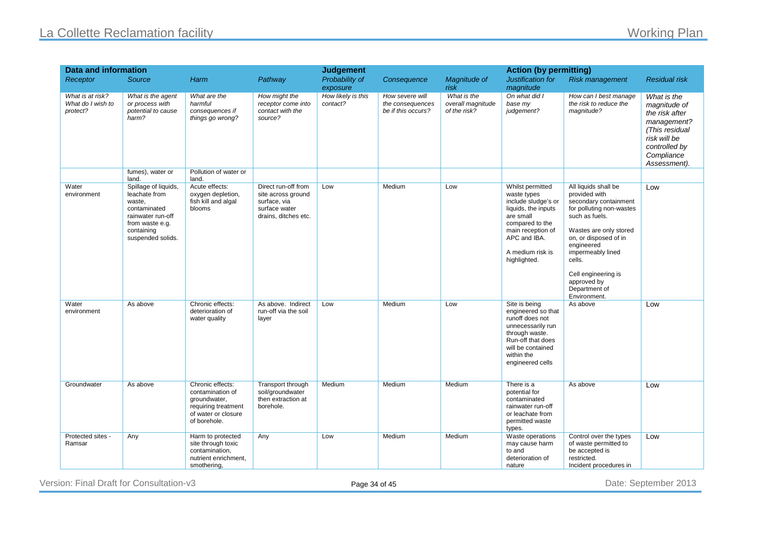| Data and information | | | | Judgement | | | Action (by permitting) | | |
|---|---|---|---|---|---|---|---|---|---|
| *Receptor* | *Source* | *Harm* | *Pathway* | *Probability of exposure* | *Consequence* | *Magnitude of risk* | *Justification for magnitude* | *Risk management* | *Residual risk* |
| *What is at risk? What do I wish to protect?* | *What is the agent or process with potential to cause harm?* | *What are the harmful consequences if things go wrong?* | *How might the receptor come into contact with the source?* | *How likely is this contact?* | *How severe will the consequences be if this occurs?* | *What is the overall magnitude of the risk?* | *On what did I base my judgement?* | *How can I best manage the risk to reduce the magnitude?* | *What is the magnitude of the risk after management? (This residual risk will be controlled by Compliance Assessment).* |
| | fumes), water or land. | Pollution of water or land. | | | | | | | |
| Water environment | Spillage of liquids, leachate from waste, contaminated rainwater run-off from waste e.g. containing suspended solids. | Acute effects: oxygen depletion, fish kill and algal blooms | Direct run-off from site across ground surface, via surface water drains, ditches etc. | Low | Medium | Low | Whilst permitted waste types include sludge's or liquids, the inputs are small compared to the main reception of APC and IBA.<br><br>A medium risk is highlighted. | All liquids shall be provided with secondary containment for polluting non-wastes such as fuels.<br><br>Wastes are only stored on, or disposed of in engineered impermeably lined cells.<br><br>Cell engineering is approved by Department of Environment. | Low |
| Water environment | As above | Chronic effects: deterioration of water quality | As above. Indirect run-off via the soil layer | Low | Medium | Low | Site is being engineered so that runoff does not unnecessarily run through waste. Run-off that does will be contained within the engineered cells | As above | Low |
| Groundwater | As above | Chronic effects: contamination of groundwater, requiring treatment of water or closure of borehole. | Transport through soil/groundwater then extraction at borehole. | Medium | Medium | Medium | There is a potential for contaminated rainwater run-off or leachate from permitted waste types. | As above | Low |
| Protected sites - Ramsar | Any | Harm to protected site through toxic contamination, nutrient enrichment, smothering, | Any | Low | Medium | Medium | Waste operations may cause harm to and deterioration of nature | Control over the types of waste permitted to be accepted is restricted.<br>Incident procedures in | Low |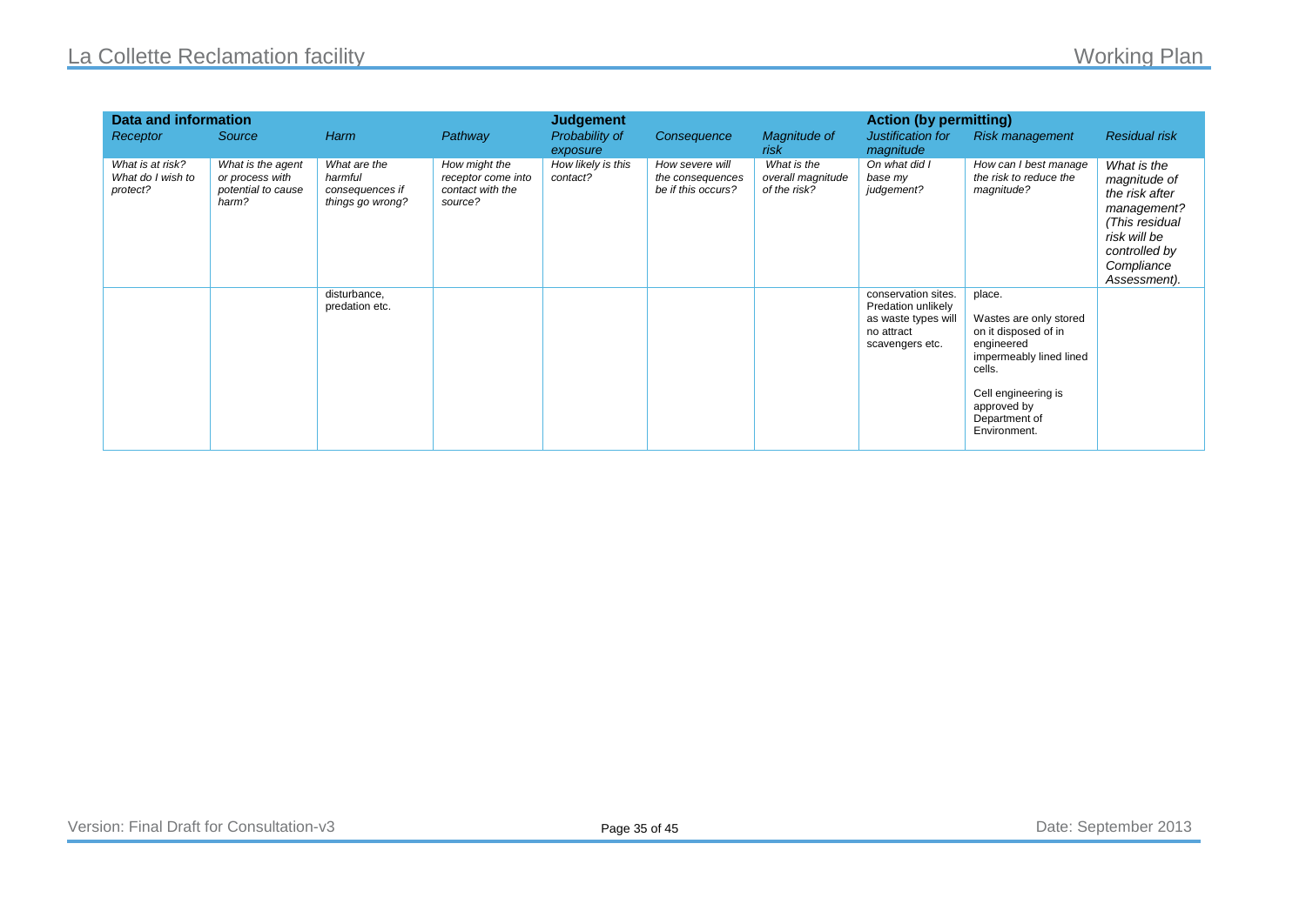| Data and information | | | | Judgement | | | Action (by permitting) | | |
|---|---|---|---|---|---|---|---|---|---|
| *Receptor* | *Source* | *Harm* | *Pathway* | *Probability of exposure* | *Consequence* | *Magnitude of risk* | *Justification for magnitude* | *Risk management* | *Residual risk* |
| *What is at risk? What do I wish to protect?* | *What is the agent or process with potential to cause harm?* | *What are the harmful consequences if things go wrong?* | *How might the receptor come into contact with the source?* | *How likely is this contact?* | *How severe will the consequences be if this occurs?* | *What is the overall magnitude of the risk?* | *On what did I base my judgement?* | *How can I best manage the risk to reduce the magnitude?* | *What is the magnitude of the risk after management? (This residual risk will be controlled by Compliance Assessment).* |
| | | disturbance, predation etc. | | | | | conservation sites. Predation unlikely as waste types will no attract scavengers etc. | place.<br><br>Wastes are only stored on it disposed of in engineered impermeably lined lined cells.<br><br>Cell engineering is approved by Department of Environment. | |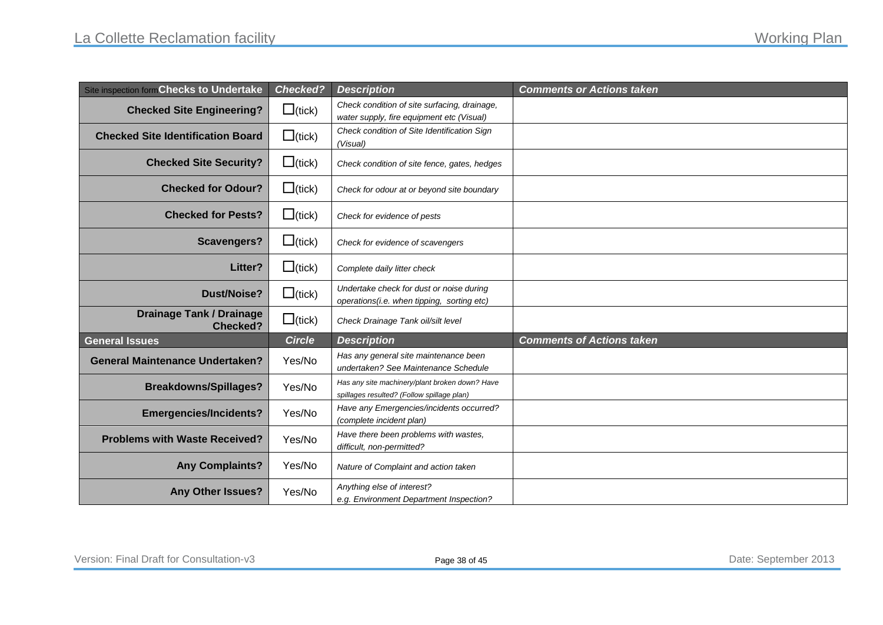| Site inspection form **Checks to Undertake** | ***Checked?*** | ***Description*** | ***Comments or Actions taken*** |
|---|---|---|---|
| **Checked Site Engineering?** | ☐(tick) | *Check condition of site surfacing, drainage, water supply, fire equipment etc (Visual)* | |
| **Checked Site Identification Board** | ☐(tick) | *Check condition of Site Identification Sign (Visual)* | |
| **Checked Site Security?** | ☐(tick) | *Check condition of site fence, gates, hedges* | |
| **Checked for Odour?** | ☐(tick) | *Check for odour at or beyond site boundary* | |
| **Checked for Pests?** | ☐(tick) | *Check for evidence of pests* | |
| **Scavengers?** | ☐(tick) | *Check for evidence of scavengers* | |
| **Litter?** | ☐(tick) | *Complete daily litter check* | |
| **Dust/Noise?** | ☐(tick) | *Undertake check for dust or noise during operations(i.e. when tipping, sorting etc)* | |
| **Drainage Tank / Drainage Checked?** | ☐(tick) | *Check Drainage Tank oil/silt level* | |
| **General Issues** | ***Circle*** | ***Description*** | ***Comments of Actions taken*** |
| **General Maintenance Undertaken?** | Yes/No | *Has any general site maintenance been undertaken? See Maintenance Schedule* | |
| **Breakdowns/Spillages?** | Yes/No | *Has any site machinery/plant broken down? Have spillages resulted? (Follow spillage plan)* | |
| **Emergencies/Incidents?** | Yes/No | *Have any Emergencies/incidents occurred? (complete incident plan)* | |
| **Problems with Waste Received?** | Yes/No | *Have there been problems with wastes, difficult, non-permitted?* | |
| **Any Complaints?** | Yes/No | *Nature of Complaint and action taken* | |
| **Any Other Issues?** | Yes/No | *Anything else of interest? e.g. Environment Department Inspection?* | |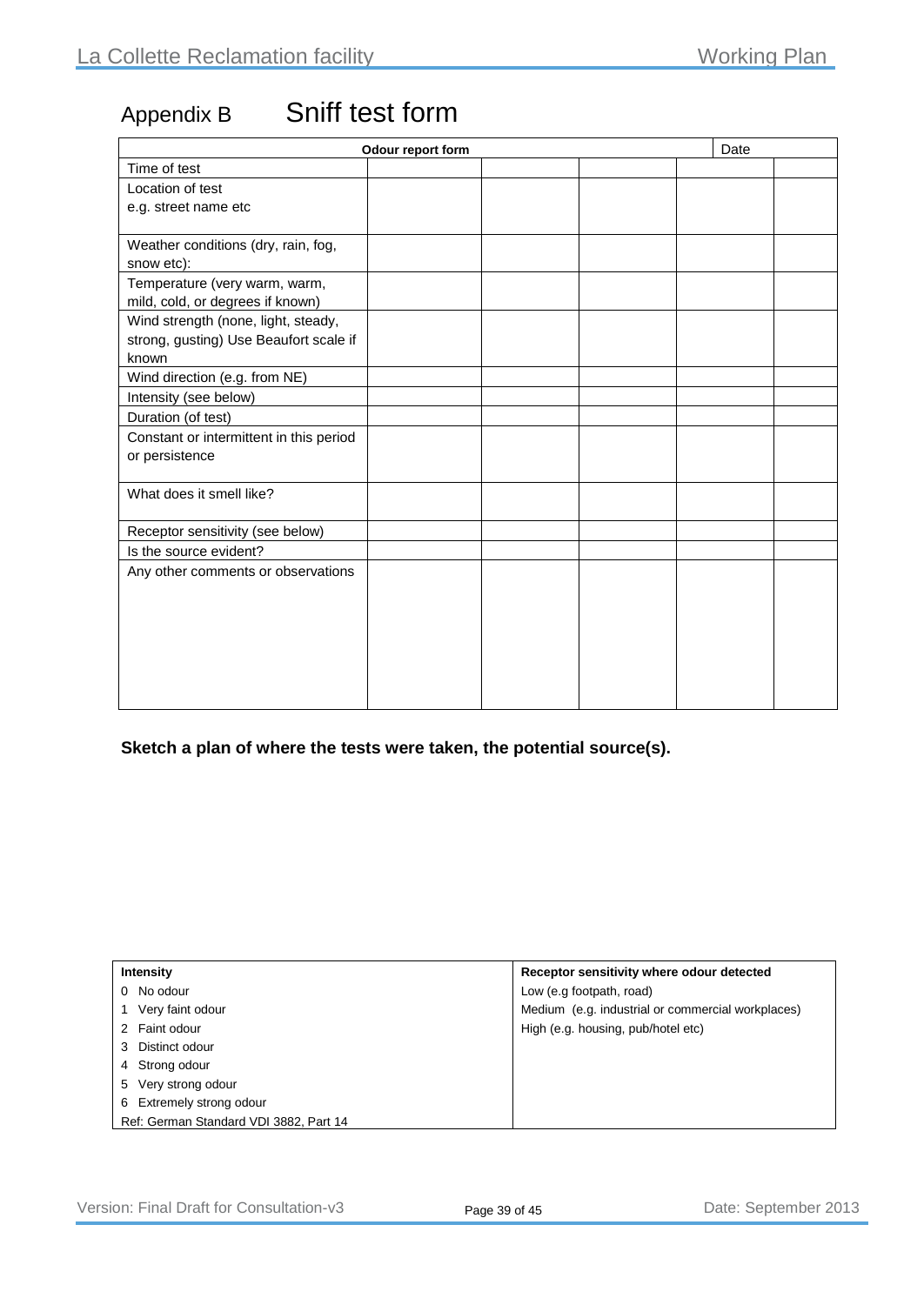# Appendix B Sniff test form

| Odour report form | | | | Date | |
|---|---|---|---|---|---|
| Time of test | | | | | |
| Location of test<br>e.g. street name etc | | | | | |
| Weather conditions (dry, rain, fog, snow etc): | | | | | |
| Temperature (very warm, warm, mild, cold, or degrees if known) | | | | | |
| Wind strength (none, light, steady, strong, gusting) Use Beaufort scale if known | | | | | |
| Wind direction (e.g. from NE) | | | | | |
| Intensity (see below) | | | | | |
| Duration (of test) | | | | | |
| Constant or intermittent in this period or persistence | | | | | |
| What does it smell like? | | | | | |
| Receptor sensitivity (see below) | | | | | |
| Is the source evident? | | | | | |
| Any other comments or observations | | | | | |

**Sketch a plan of where the tests were taken, the potential source(s).**

| Intensity | Receptor sensitivity where odour detected |
|---|---|
| 0 No odour | Low (e.g footpath, road) |
| 1 Very faint odour | Medium (e.g. industrial or commercial workplaces) |
| 2 Faint odour | High (e.g. housing, pub/hotel etc) |
| 3 Distinct odour | |
| 4 Strong odour | |
| 5 Very strong odour | |
| 6 Extremely strong odour | |
| Ref: German Standard VDI 3882, Part 14 | |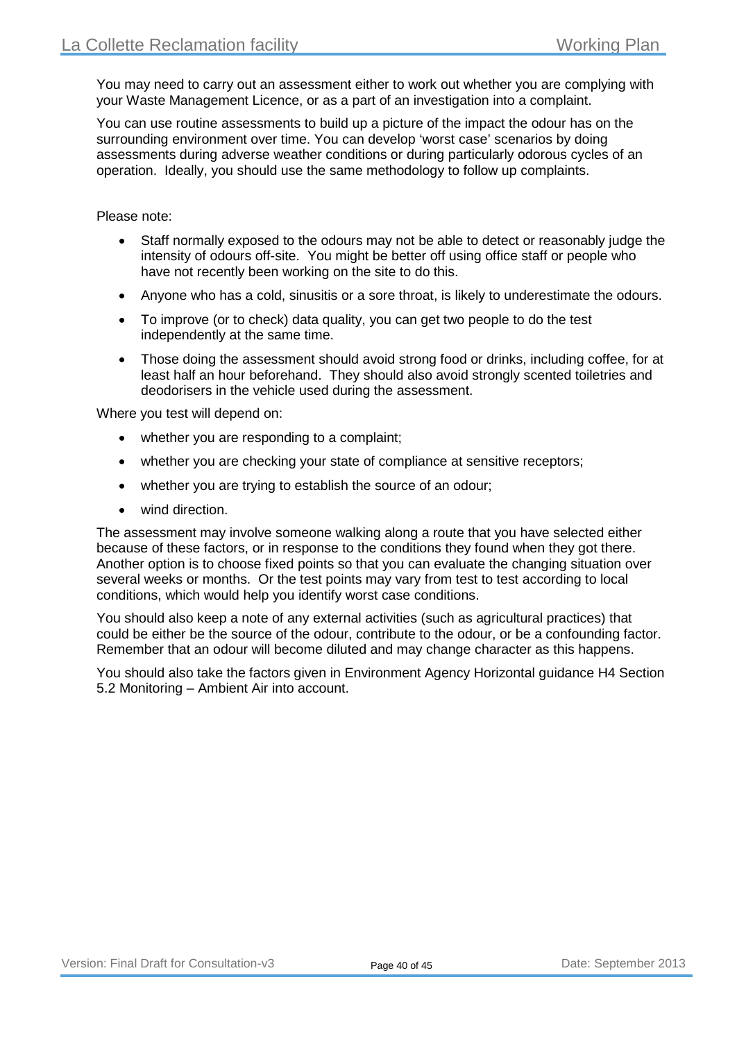You may need to carry out an assessment either to work out whether you are complying with your Waste Management Licence, or as a part of an investigation into a complaint.

You can use routine assessments to build up a picture of the impact the odour has on the surrounding environment over time. You can develop 'worst case' scenarios by doing assessments during adverse weather conditions or during particularly odorous cycles of an operation. Ideally, you should use the same methodology to follow up complaints.

Please note:

- Staff normally exposed to the odours may not be able to detect or reasonably judge the intensity of odours off-site. You might be better off using office staff or people who have not recently been working on the site to do this.
- Anyone who has a cold, sinusitis or a sore throat, is likely to underestimate the odours.
- To improve (or to check) data quality, you can get two people to do the test independently at the same time.
- Those doing the assessment should avoid strong food or drinks, including coffee, for at least half an hour beforehand. They should also avoid strongly scented toiletries and deodorisers in the vehicle used during the assessment.

Where you test will depend on:

- whether you are responding to a complaint;
- whether you are checking your state of compliance at sensitive receptors;
- whether you are trying to establish the source of an odour;
- wind direction.

The assessment may involve someone walking along a route that you have selected either because of these factors, or in response to the conditions they found when they got there. Another option is to choose fixed points so that you can evaluate the changing situation over several weeks or months. Or the test points may vary from test to test according to local conditions, which would help you identify worst case conditions.

You should also keep a note of any external activities (such as agricultural practices) that could be either be the source of the odour, contribute to the odour, or be a confounding factor. Remember that an odour will become diluted and may change character as this happens.

You should also take the factors given in Environment Agency Horizontal guidance H4 Section 5.2 Monitoring – Ambient Air into account.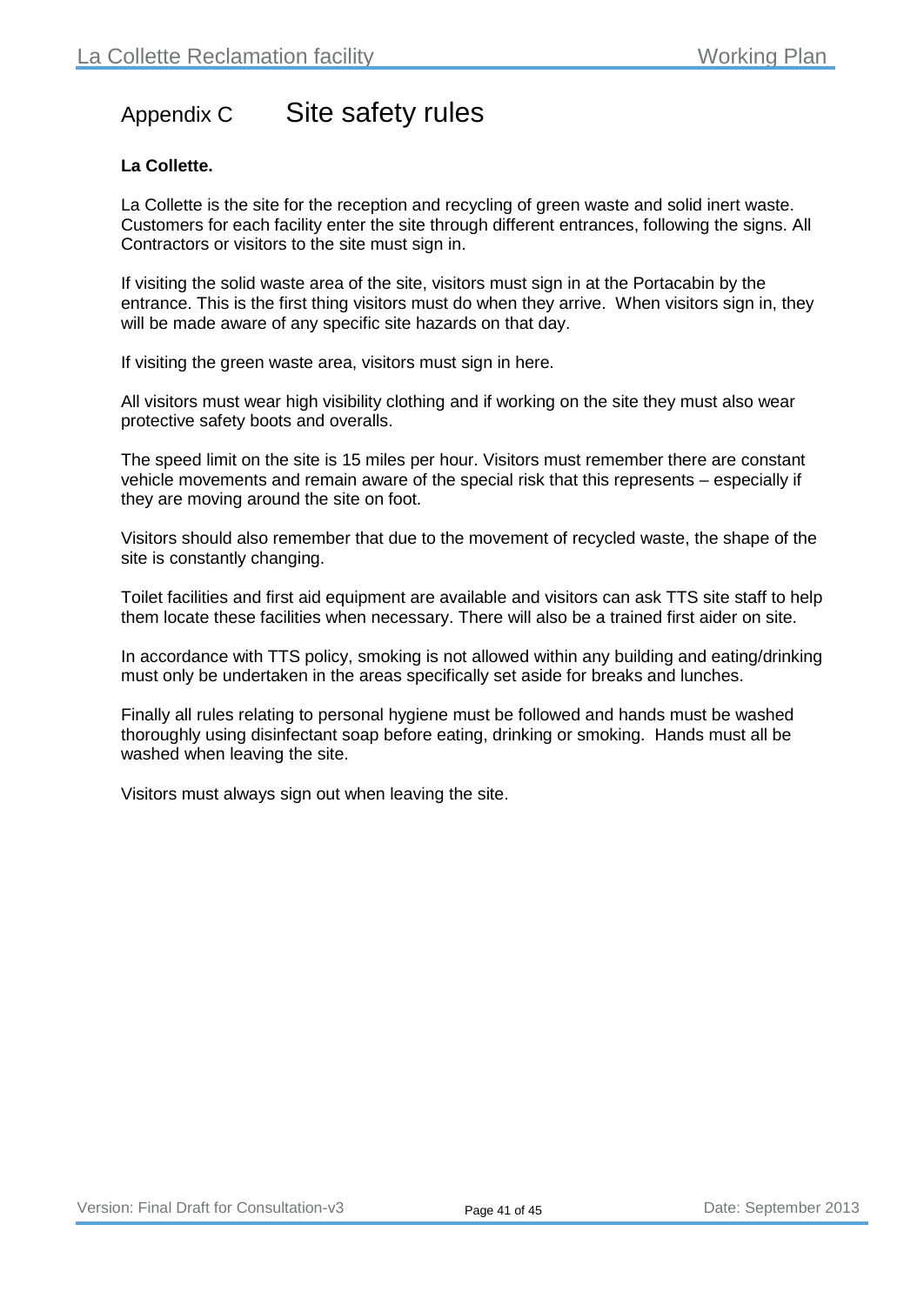# Appendix C Site safety rules

**La Collette.**

La Collette is the site for the reception and recycling of green waste and solid inert waste. Customers for each facility enter the site through different entrances, following the signs. All Contractors or visitors to the site must sign in.

If visiting the solid waste area of the site, visitors must sign in at the Portacabin by the entrance. This is the first thing visitors must do when they arrive. When visitors sign in, they will be made aware of any specific site hazards on that day.

If visiting the green waste area, visitors must sign in here.

All visitors must wear high visibility clothing and if working on the site they must also wear protective safety boots and overalls.

The speed limit on the site is 15 miles per hour. Visitors must remember there are constant vehicle movements and remain aware of the special risk that this represents – especially if they are moving around the site on foot.

Visitors should also remember that due to the movement of recycled waste, the shape of the site is constantly changing.

Toilet facilities and first aid equipment are available and visitors can ask TTS site staff to help them locate these facilities when necessary. There will also be a trained first aider on site.

In accordance with TTS policy, smoking is not allowed within any building and eating/drinking must only be undertaken in the areas specifically set aside for breaks and lunches.

Finally all rules relating to personal hygiene must be followed and hands must be washed thoroughly using disinfectant soap before eating, drinking or smoking. Hands must all be washed when leaving the site.

Visitors must always sign out when leaving the site.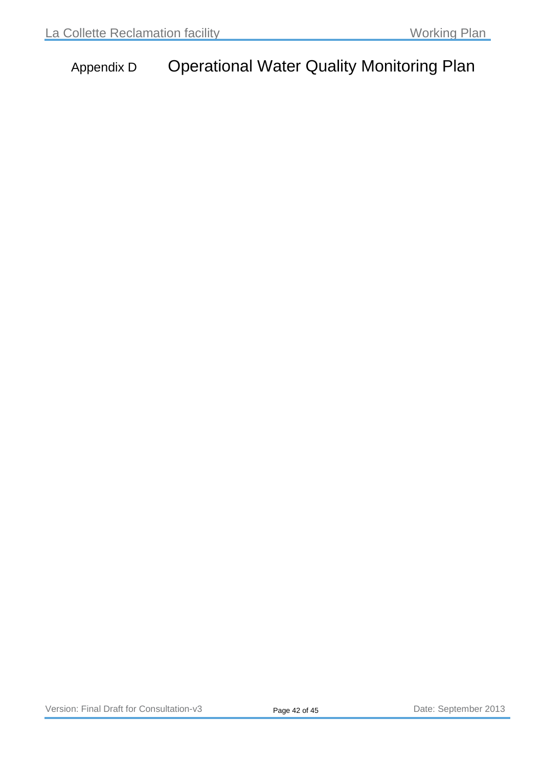# Appendix D Operational Water Quality Monitoring Plan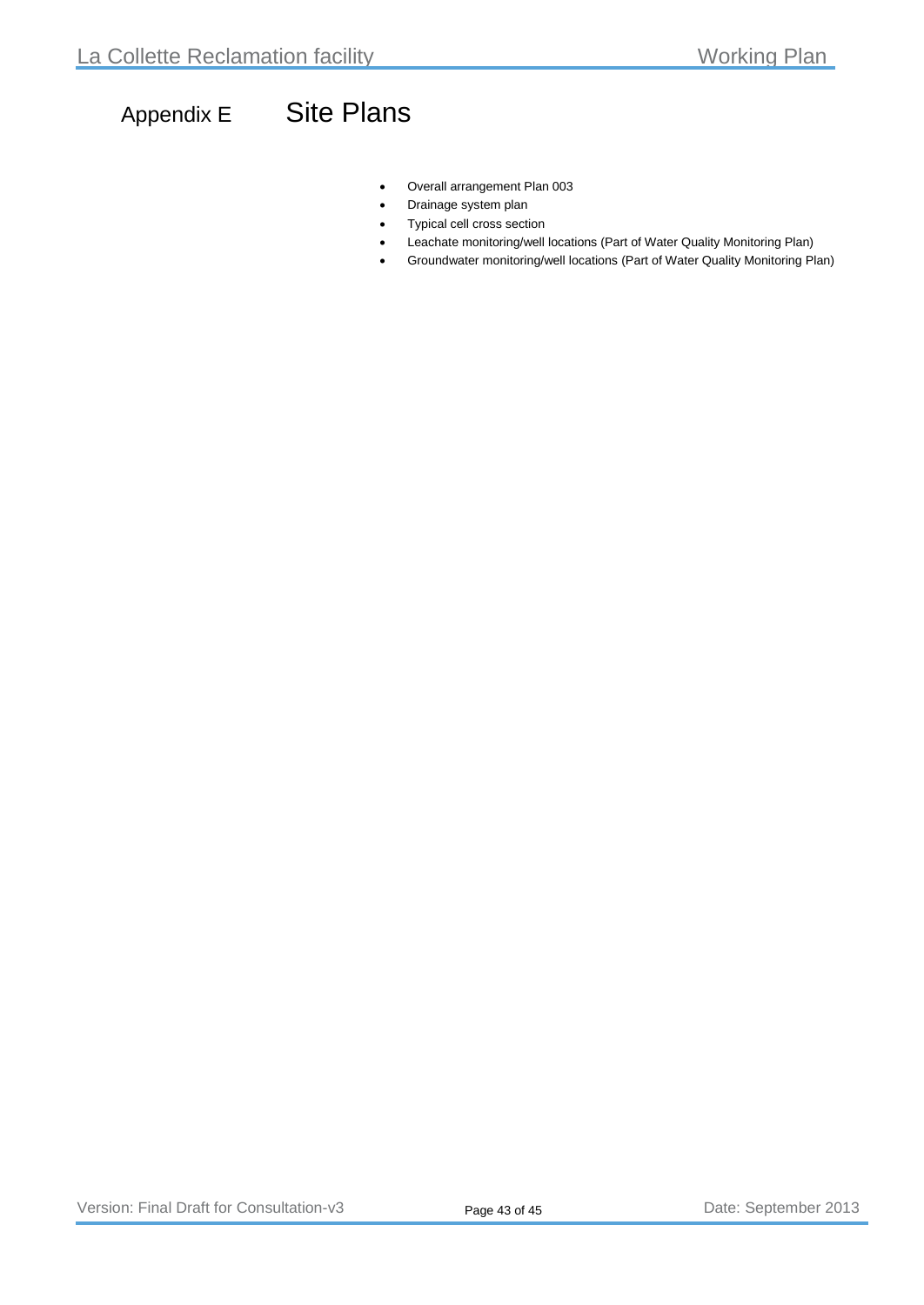# Appendix E Site Plans

- Overall arrangement Plan 003
- Drainage system plan
- Typical cell cross section
- Leachate monitoring/well locations (Part of Water Quality Monitoring Plan)
- Groundwater monitoring/well locations (Part of Water Quality Monitoring Plan)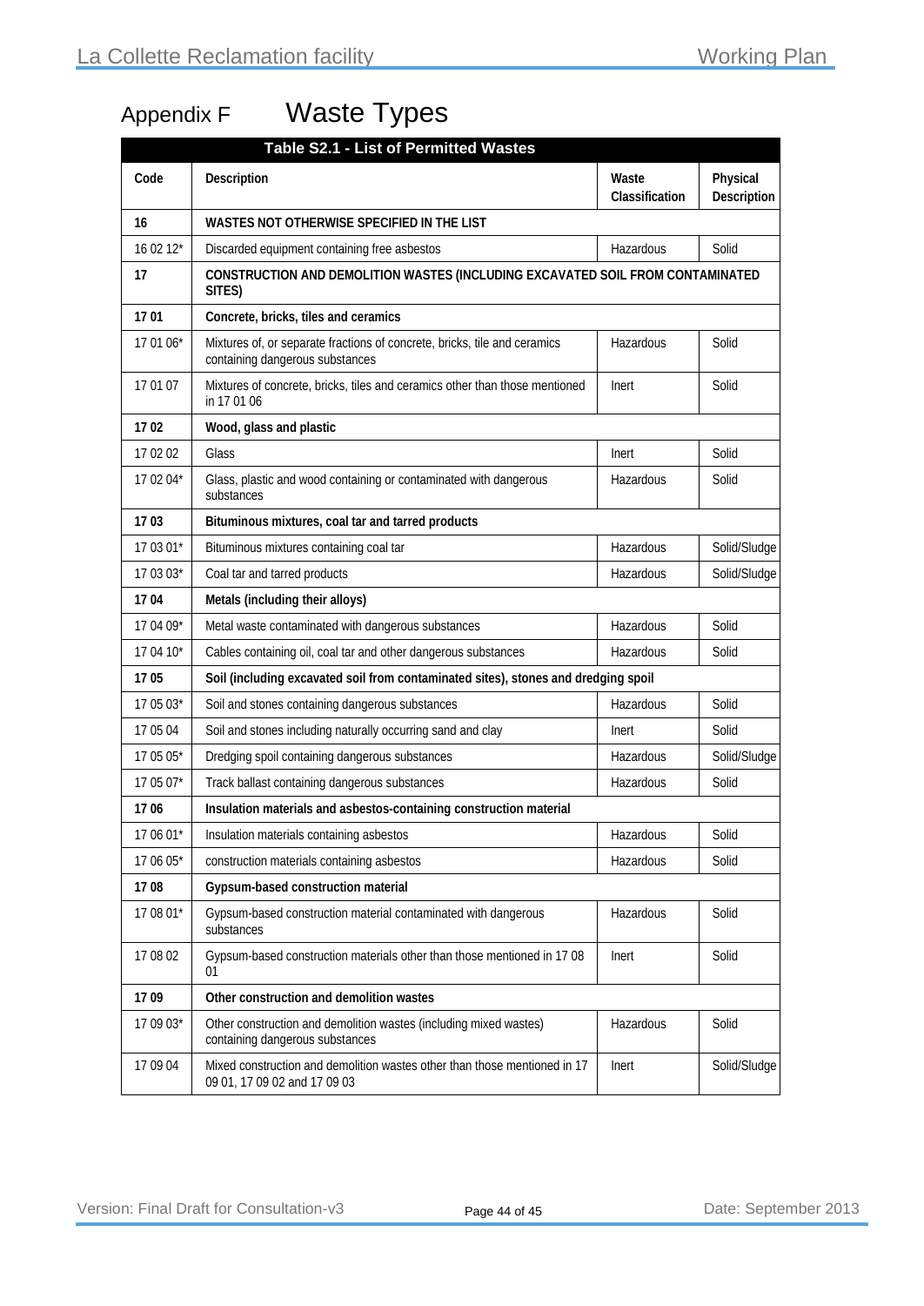# Appendix F Waste Types

| Table S2.1 - List of Permitted Wastes | | | |
|---|---|---|---|
| **Code** | **Description** | **Waste Classification** | **Physical Description** |
| **16** | **WASTES NOT OTHERWISE SPECIFIED IN THE LIST** | | |
| 16 02 12* | Discarded equipment containing free asbestos | Hazardous | Solid |
| **17** | **CONSTRUCTION AND DEMOLITION WASTES (INCLUDING EXCAVATED SOIL FROM CONTAMINATED SITES)** | | |
| **17 01** | **Concrete, bricks, tiles and ceramics** | | |
| 17 01 06* | Mixtures of, or separate fractions of concrete, bricks, tile and ceramics containing dangerous substances | Hazardous | Solid |
| 17 01 07 | Mixtures of concrete, bricks, tiles and ceramics other than those mentioned in 17 01 06 | Inert | Solid |
| **17 02** | **Wood, glass and plastic** | | |
| 17 02 02 | Glass | Inert | Solid |
| 17 02 04* | Glass, plastic and wood containing or contaminated with dangerous substances | Hazardous | Solid |
| **17 03** | **Bituminous mixtures, coal tar and tarred products** | | |
| 17 03 01* | Bituminous mixtures containing coal tar | Hazardous | Solid/Sludge |
| 17 03 03* | Coal tar and tarred products | Hazardous | Solid/Sludge |
| **17 04** | **Metals (including their alloys)** | | |
| 17 04 09* | Metal waste contaminated with dangerous substances | Hazardous | Solid |
| 17 04 10* | Cables containing oil, coal tar and other dangerous substances | Hazardous | Solid |
| **17 05** | **Soil (including excavated soil from contaminated sites), stones and dredging spoil** | | |
| 17 05 03* | Soil and stones containing dangerous substances | Hazardous | Solid |
| 17 05 04 | Soil and stones including naturally occurring sand and clay | Inert | Solid |
| 17 05 05* | Dredging spoil containing dangerous substances | Hazardous | Solid/Sludge |
| 17 05 07* | Track ballast containing dangerous substances | Hazardous | Solid |
| **17 06** | **Insulation materials and asbestos-containing construction material** | | |
| 17 06 01* | Insulation materials containing asbestos | Hazardous | Solid |
| 17 06 05* | construction materials containing asbestos | Hazardous | Solid |
| **17 08** | **Gypsum-based construction material** | | |
| 17 08 01* | Gypsum-based construction material contaminated with dangerous substances | Hazardous | Solid |
| 17 08 02 | Gypsum-based construction materials other than those mentioned in 17 08 01 | Inert | Solid |
| **17 09** | **Other construction and demolition wastes** | | |
| 17 09 03* | Other construction and demolition wastes (including mixed wastes) containing dangerous substances | Hazardous | Solid |
| 17 09 04 | Mixed construction and demolition wastes other than those mentioned in 17 09 01, 17 09 02 and 17 09 03 | Inert | Solid/Sludge |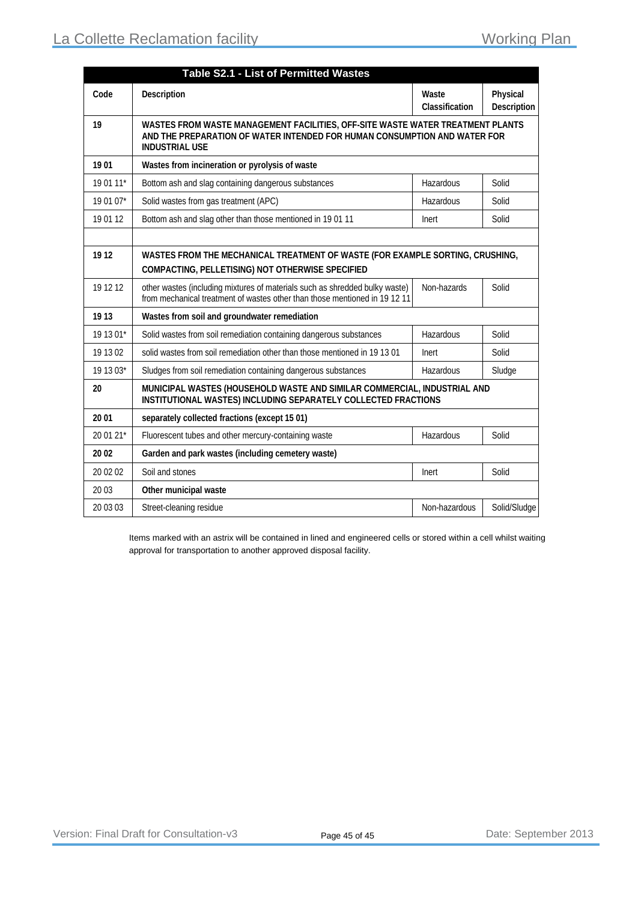| Table S2.1 - List of Permitted Wastes | | | |
|---|---|---|---|
| **Code** | **Description** | **Waste Classification** | **Physical Description** |
| **19** | **WASTES FROM WASTE MANAGEMENT FACILITIES, OFF-SITE WASTE WATER TREATMENT PLANTS AND THE PREPARATION OF WATER INTENDED FOR HUMAN CONSUMPTION AND WATER FOR INDUSTRIAL USE** | | |
| **19 01** | **Wastes from incineration or pyrolysis of waste** | | |
| 19 01 11* | Bottom ash and slag containing dangerous substances | Hazardous | Solid |
| 19 01 07* | Solid wastes from gas treatment (APC) | Hazardous | Solid |
| 19 01 12 | Bottom ash and slag other than those mentioned in 19 01 11 | Inert | Solid |
| | | | |
| **19 12** | **WASTES FROM THE MECHANICAL TREATMENT OF WASTE (FOR EXAMPLE SORTING, CRUSHING, COMPACTING, PELLETISING) NOT OTHERWISE SPECIFIED** | | |
| 19 12 12 | other wastes (including mixtures of materials such as shredded bulky waste) from mechanical treatment of wastes other than those mentioned in 19 12 11 | Non-hazards | Solid |
| **19 13** | **Wastes from soil and groundwater remediation** | | |
| 19 13 01* | Solid wastes from soil remediation containing dangerous substances | Hazardous | Solid |
| 19 13 02 | solid wastes from soil remediation other than those mentioned in 19 13 01 | Inert | Solid |
| 19 13 03* | Sludges from soil remediation containing dangerous substances | Hazardous | Sludge |
| **20** | **MUNICIPAL WASTES (HOUSEHOLD WASTE AND SIMILAR COMMERCIAL, INDUSTRIAL AND INSTITUTIONAL WASTES) INCLUDING SEPARATELY COLLECTED FRACTIONS** | | |
| **20 01** | **separately collected fractions (except 15 01)** | | |
| 20 01 21* | Fluorescent tubes and other mercury-containing waste | Hazardous | Solid |
| **20 02** | **Garden and park wastes (including cemetery waste)** | | |
| 20 02 02 | Soil and stones | Inert | Solid |
| 20 03 | **Other municipal waste** | | |
| 20 03 03 | Street-cleaning residue | Non-hazardous | Solid/Sludge |

Items marked with an astrix will be contained in lined and engineered cells or stored within a cell whilst waiting approval for transportation to another approved disposal facility.